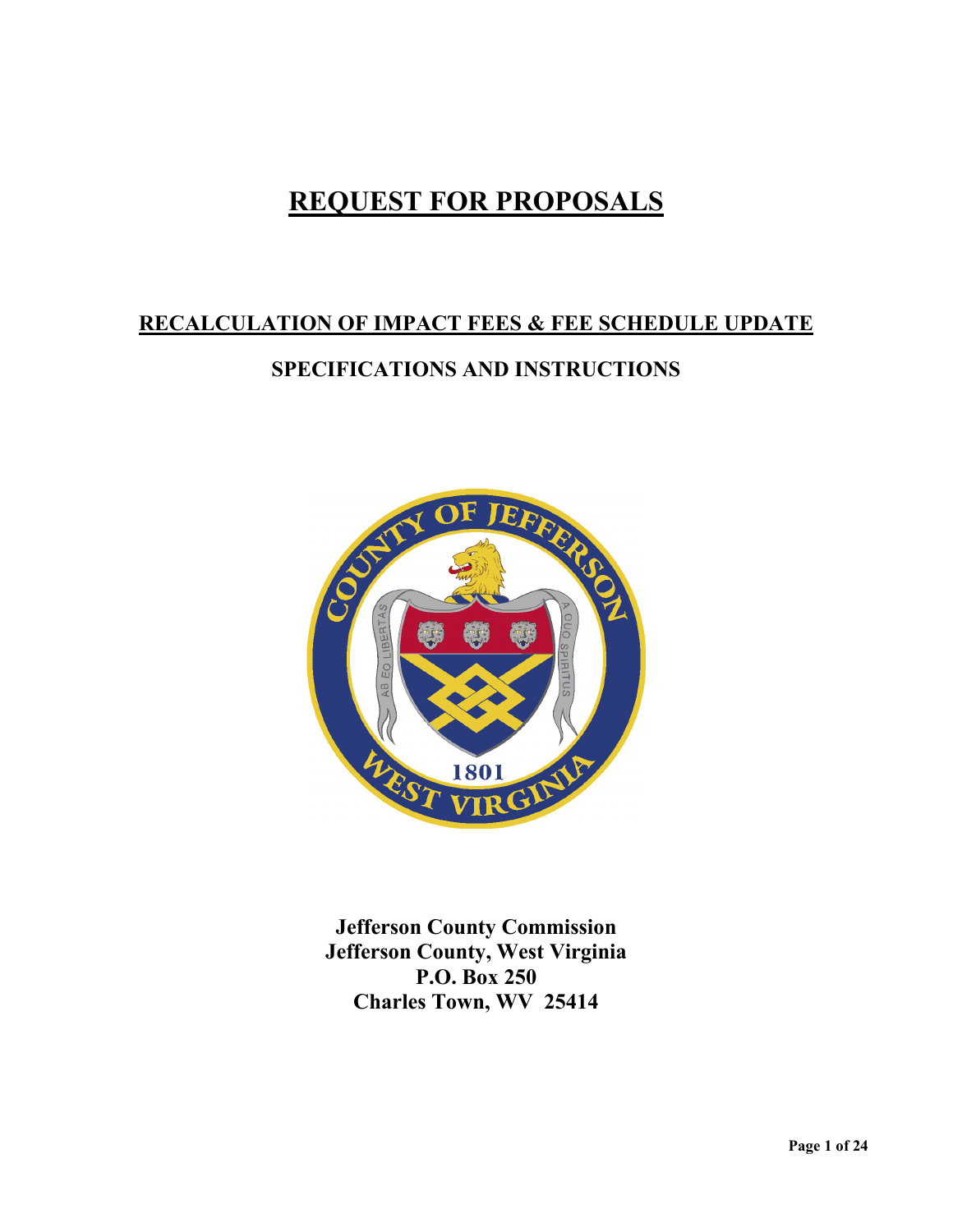# REQUEST FOR PROPOSALS

## RECALCULATION OF IMPACT FEES & FEE SCHEDULE UPDATE

## SPECIFICATIONS AND INSTRUCTIONS

**Jefferson County Commission**
**Jefferson County, West Virginia**
**P.O. Box 250**
**Charles Town, WV 25414**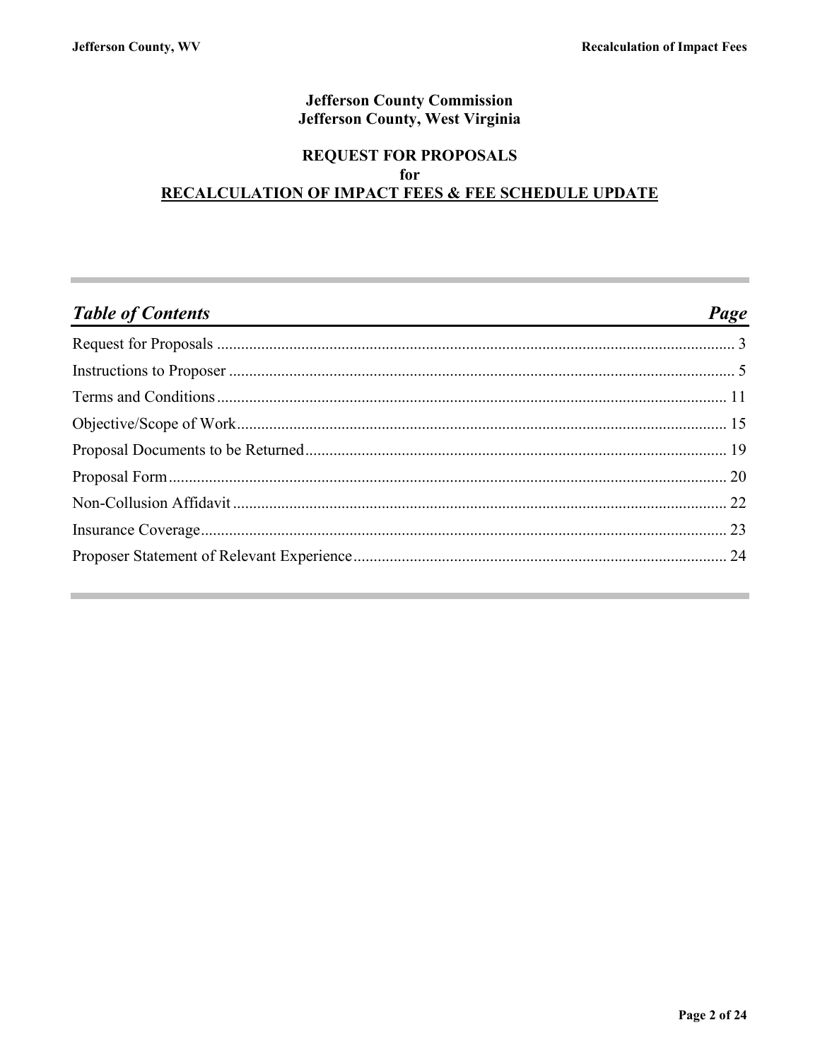**Jefferson County Commission**
**Jefferson County, West Virginia**

**REQUEST FOR PROPOSALS**
**for**
**RECALCULATION OF IMPACT FEES & FEE SCHEDULE UPDATE**

| ***Table of Contents*** | ***Page*** |
|---|---|
| Request for Proposals | 3 |
| Instructions to Proposer | 5 |
| Terms and Conditions | 11 |
| Objective/Scope of Work | 15 |
| Proposal Documents to be Returned | 19 |
| Proposal Form | 20 |
| Non-Collusion Affidavit | 22 |
| Insurance Coverage | 23 |
| Proposer Statement of Relevant Experience | 24 |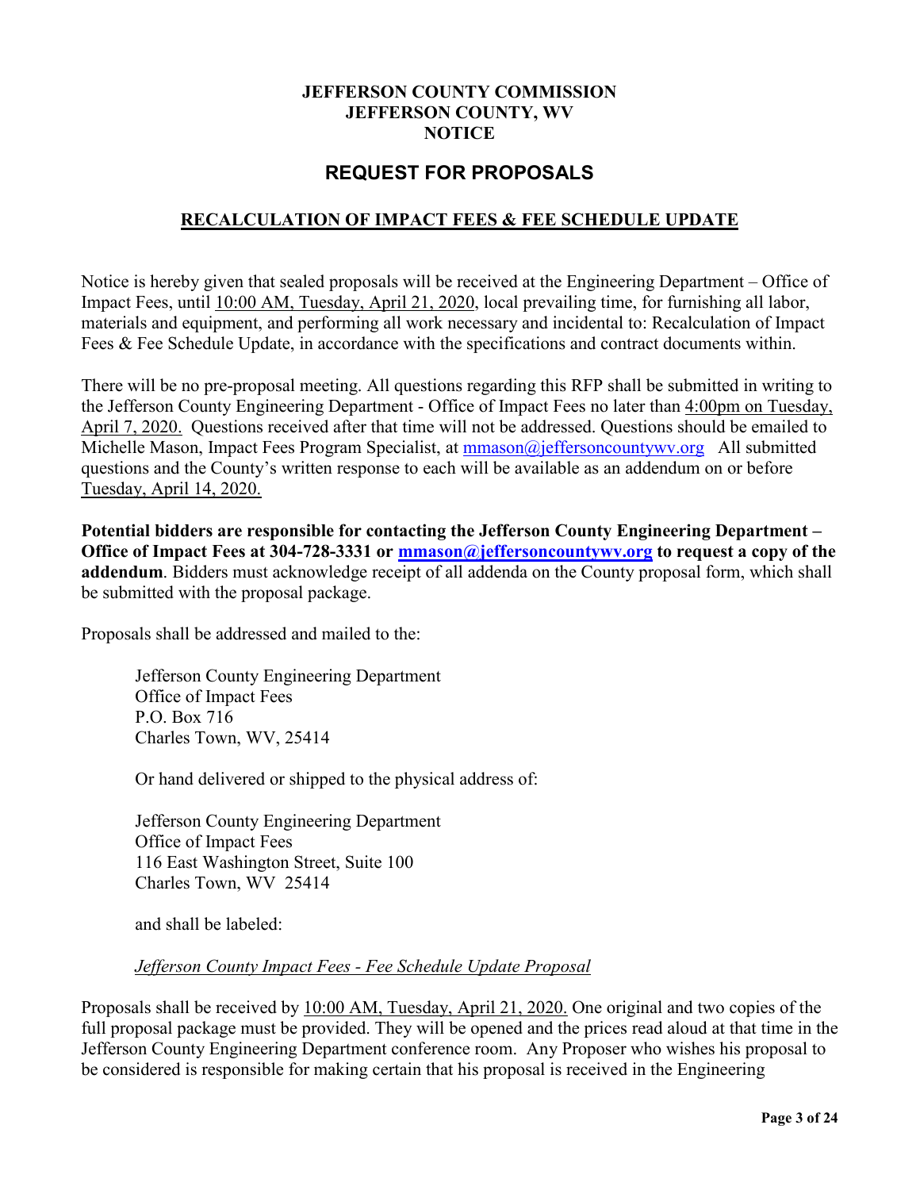**JEFFERSON COUNTY COMMISSION**
**JEFFERSON COUNTY, WV**
**NOTICE**

# REQUEST FOR PROPOSALS

## RECALCULATION OF IMPACT FEES & FEE SCHEDULE UPDATE

Notice is hereby given that sealed proposals will be received at the Engineering Department – Office of Impact Fees, until 10:00 AM, Tuesday, April 21, 2020, local prevailing time, for furnishing all labor, materials and equipment, and performing all work necessary and incidental to: Recalculation of Impact Fees & Fee Schedule Update, in accordance with the specifications and contract documents within.

There will be no pre-proposal meeting. All questions regarding this RFP shall be submitted in writing to the Jefferson County Engineering Department - Office of Impact Fees no later than 4:00pm on Tuesday, April 7, 2020. Questions received after that time will not be addressed. Questions should be emailed to Michelle Mason, Impact Fees Program Specialist, at mmason@jeffersoncountywv.org All submitted questions and the County's written response to each will be available as an addendum on or before Tuesday, April 14, 2020.

**Potential bidders are responsible for contacting the Jefferson County Engineering Department – Office of Impact Fees at 304-728-3331 or mmason@jeffersoncountywv.org to request a copy of the addendum**. Bidders must acknowledge receipt of all addenda on the County proposal form, which shall be submitted with the proposal package.

Proposals shall be addressed and mailed to the:

Jefferson County Engineering Department
Office of Impact Fees
P.O. Box 716
Charles Town, WV, 25414

Or hand delivered or shipped to the physical address of:

Jefferson County Engineering Department
Office of Impact Fees
116 East Washington Street, Suite 100
Charles Town, WV 25414

and shall be labeled:

*Jefferson County Impact Fees - Fee Schedule Update Proposal*

Proposals shall be received by 10:00 AM, Tuesday, April 21, 2020. One original and two copies of the full proposal package must be provided. They will be opened and the prices read aloud at that time in the Jefferson County Engineering Department conference room. Any Proposer who wishes his proposal to be considered is responsible for making certain that his proposal is received in the Engineering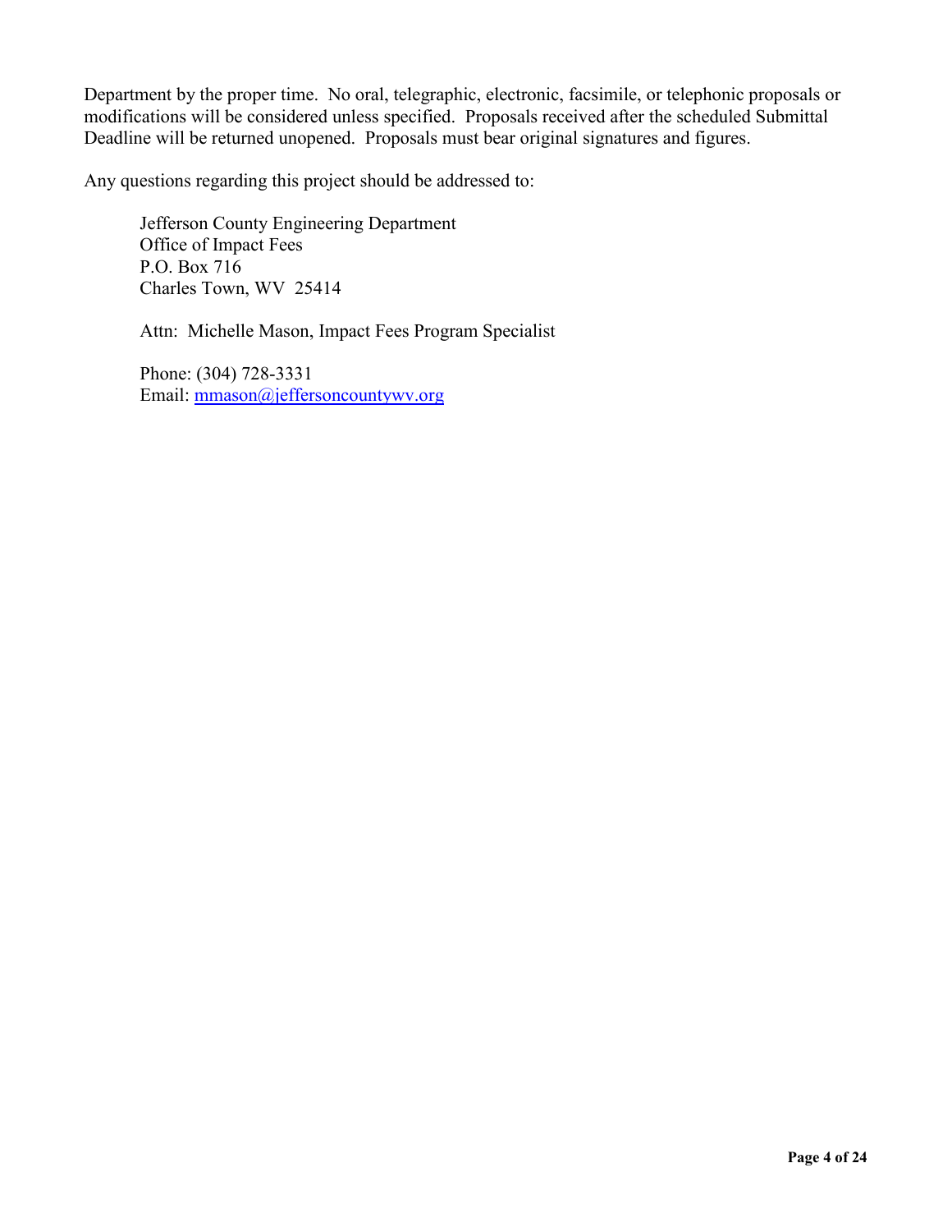Department by the proper time. No oral, telegraphic, electronic, facsimile, or telephonic proposals or modifications will be considered unless specified. Proposals received after the scheduled Submittal Deadline will be returned unopened. Proposals must bear original signatures and figures.

Any questions regarding this project should be addressed to:

> Jefferson County Engineering Department
> Office of Impact Fees
> P.O. Box 716
> Charles Town, WV 25414
>
> Attn: Michelle Mason, Impact Fees Program Specialist
>
> Phone: (304) 728-3331
> Email: mmason@jeffersoncountywv.org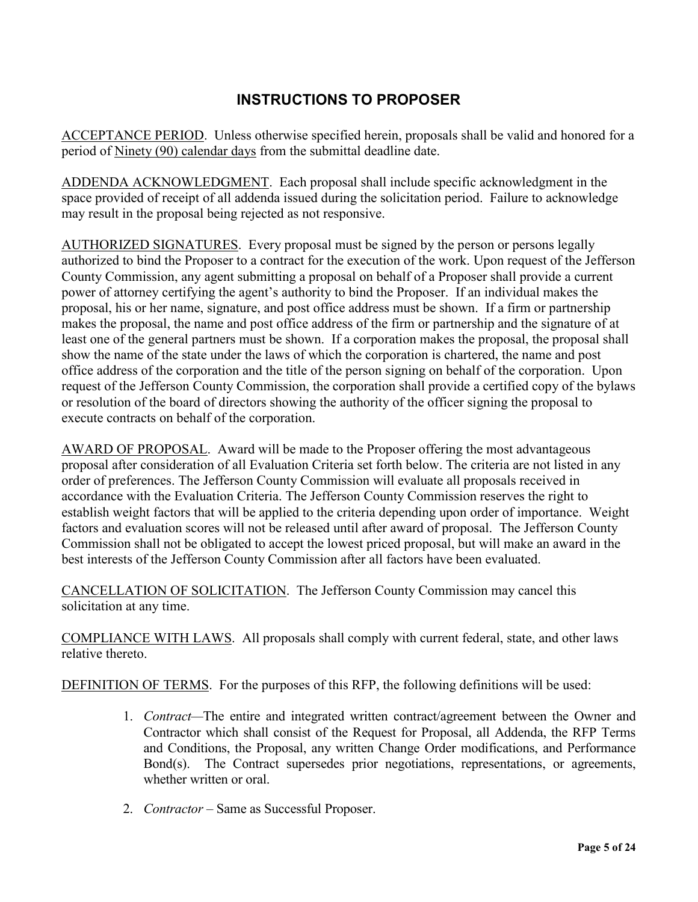# INSTRUCTIONS TO PROPOSER

<u>ACCEPTANCE PERIOD</u>. Unless otherwise specified herein, proposals shall be valid and honored for a period of <u>Ninety (90) calendar days</u> from the submittal deadline date.

<u>ADDENDA ACKNOWLEDGMENT</u>. Each proposal shall include specific acknowledgment in the space provided of receipt of all addenda issued during the solicitation period. Failure to acknowledge may result in the proposal being rejected as not responsive.

<u>AUTHORIZED SIGNATURES</u>. Every proposal must be signed by the person or persons legally authorized to bind the Proposer to a contract for the execution of the work. Upon request of the Jefferson County Commission, any agent submitting a proposal on behalf of a Proposer shall provide a current power of attorney certifying the agent's authority to bind the Proposer. If an individual makes the proposal, his or her name, signature, and post office address must be shown. If a firm or partnership makes the proposal, the name and post office address of the firm or partnership and the signature of at least one of the general partners must be shown. If a corporation makes the proposal, the proposal shall show the name of the state under the laws of which the corporation is chartered, the name and post office address of the corporation and the title of the person signing on behalf of the corporation. Upon request of the Jefferson County Commission, the corporation shall provide a certified copy of the bylaws or resolution of the board of directors showing the authority of the officer signing the proposal to execute contracts on behalf of the corporation.

<u>AWARD OF PROPOSAL</u>. Award will be made to the Proposer offering the most advantageous proposal after consideration of all Evaluation Criteria set forth below. The criteria are not listed in any order of preferences. The Jefferson County Commission will evaluate all proposals received in accordance with the Evaluation Criteria. The Jefferson County Commission reserves the right to establish weight factors that will be applied to the criteria depending upon order of importance. Weight factors and evaluation scores will not be released until after award of proposal. The Jefferson County Commission shall not be obligated to accept the lowest priced proposal, but will make an award in the best interests of the Jefferson County Commission after all factors have been evaluated.

<u>CANCELLATION OF SOLICITATION</u>. The Jefferson County Commission may cancel this solicitation at any time.

<u>COMPLIANCE WITH LAWS</u>. All proposals shall comply with current federal, state, and other laws relative thereto.

<u>DEFINITION OF TERMS</u>. For the purposes of this RFP, the following definitions will be used:

1. *Contract*—The entire and integrated written contract/agreement between the Owner and Contractor which shall consist of the Request for Proposal, all Addenda, the RFP Terms and Conditions, the Proposal, any written Change Order modifications, and Performance Bond(s). The Contract supersedes prior negotiations, representations, or agreements, whether written or oral.

2. *Contractor* – Same as Successful Proposer.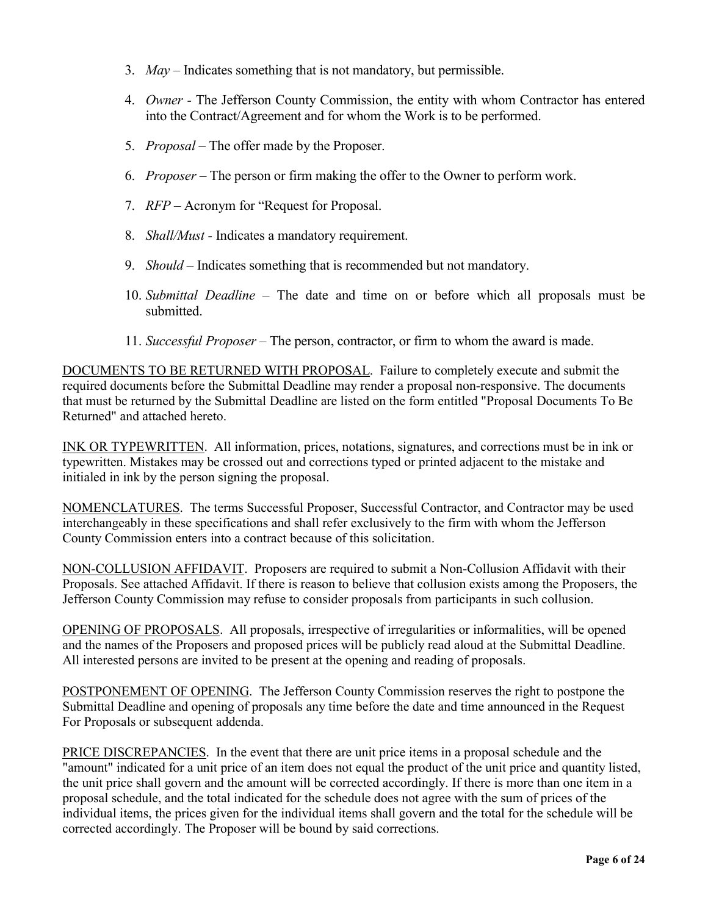3. *May* – Indicates something that is not mandatory, but permissible.

4. *Owner* - The Jefferson County Commission, the entity with whom Contractor has entered into the Contract/Agreement and for whom the Work is to be performed.

5. *Proposal* – The offer made by the Proposer.

6. *Proposer* – The person or firm making the offer to the Owner to perform work.

7. *RFP* – Acronym for "Request for Proposal.

8. *Shall/Must* - Indicates a mandatory requirement.

9. *Should* – Indicates something that is recommended but not mandatory.

10. *Submittal Deadline* – The date and time on or before which all proposals must be submitted.

11. *Successful Proposer* – The person, contractor, or firm to whom the award is made.

<u>DOCUMENTS TO BE RETURNED WITH PROPOSAL</u>. Failure to completely execute and submit the required documents before the Submittal Deadline may render a proposal non-responsive. The documents that must be returned by the Submittal Deadline are listed on the form entitled "Proposal Documents To Be Returned" and attached hereto.

<u>INK OR TYPEWRITTEN</u>. All information, prices, notations, signatures, and corrections must be in ink or typewritten. Mistakes may be crossed out and corrections typed or printed adjacent to the mistake and initialed in ink by the person signing the proposal.

<u>NOMENCLATURES</u>. The terms Successful Proposer, Successful Contractor, and Contractor may be used interchangeably in these specifications and shall refer exclusively to the firm with whom the Jefferson County Commission enters into a contract because of this solicitation.

<u>NON-COLLUSION AFFIDAVIT</u>. Proposers are required to submit a Non-Collusion Affidavit with their Proposals. See attached Affidavit. If there is reason to believe that collusion exists among the Proposers, the Jefferson County Commission may refuse to consider proposals from participants in such collusion.

<u>OPENING OF PROPOSALS</u>. All proposals, irrespective of irregularities or informalities, will be opened and the names of the Proposers and proposed prices will be publicly read aloud at the Submittal Deadline. All interested persons are invited to be present at the opening and reading of proposals.

<u>POSTPONEMENT OF OPENING</u>. The Jefferson County Commission reserves the right to postpone the Submittal Deadline and opening of proposals any time before the date and time announced in the Request For Proposals or subsequent addenda.

<u>PRICE DISCREPANCIES</u>. In the event that there are unit price items in a proposal schedule and the "amount" indicated for a unit price of an item does not equal the product of the unit price and quantity listed, the unit price shall govern and the amount will be corrected accordingly. If there is more than one item in a proposal schedule, and the total indicated for the schedule does not agree with the sum of prices of the individual items, the prices given for the individual items shall govern and the total for the schedule will be corrected accordingly. The Proposer will be bound by said corrections.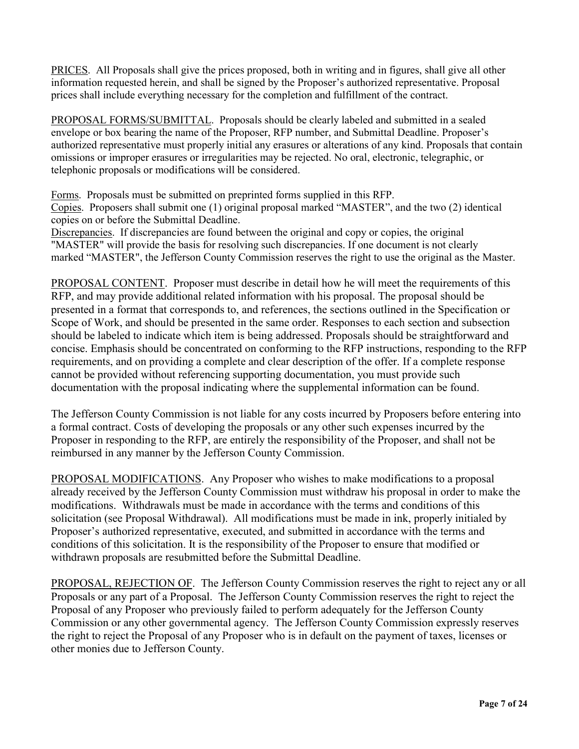<u>PRICES</u>. All Proposals shall give the prices proposed, both in writing and in figures, shall give all other information requested herein, and shall be signed by the Proposer's authorized representative. Proposal prices shall include everything necessary for the completion and fulfillment of the contract.

<u>PROPOSAL FORMS/SUBMITTAL</u>. Proposals should be clearly labeled and submitted in a sealed envelope or box bearing the name of the Proposer, RFP number, and Submittal Deadline. Proposer's authorized representative must properly initial any erasures or alterations of any kind. Proposals that contain omissions or improper erasures or irregularities may be rejected. No oral, electronic, telegraphic, or telephonic proposals or modifications will be considered.

<u>Forms</u>. Proposals must be submitted on preprinted forms supplied in this RFP.
<u>Copies</u>. Proposers shall submit one (1) original proposal marked "MASTER", and the two (2) identical copies on or before the Submittal Deadline.
<u>Discrepancies</u>. If discrepancies are found between the original and copy or copies, the original "MASTER" will provide the basis for resolving such discrepancies. If one document is not clearly marked "MASTER", the Jefferson County Commission reserves the right to use the original as the Master.

<u>PROPOSAL CONTENT</u>. Proposer must describe in detail how he will meet the requirements of this RFP, and may provide additional related information with his proposal. The proposal should be presented in a format that corresponds to, and references, the sections outlined in the Specification or Scope of Work, and should be presented in the same order. Responses to each section and subsection should be labeled to indicate which item is being addressed. Proposals should be straightforward and concise. Emphasis should be concentrated on conforming to the RFP instructions, responding to the RFP requirements, and on providing a complete and clear description of the offer. If a complete response cannot be provided without referencing supporting documentation, you must provide such documentation with the proposal indicating where the supplemental information can be found.

The Jefferson County Commission is not liable for any costs incurred by Proposers before entering into a formal contract. Costs of developing the proposals or any other such expenses incurred by the Proposer in responding to the RFP, are entirely the responsibility of the Proposer, and shall not be reimbursed in any manner by the Jefferson County Commission.

<u>PROPOSAL MODIFICATIONS</u>. Any Proposer who wishes to make modifications to a proposal already received by the Jefferson County Commission must withdraw his proposal in order to make the modifications. Withdrawals must be made in accordance with the terms and conditions of this solicitation (see Proposal Withdrawal). All modifications must be made in ink, properly initialed by Proposer's authorized representative, executed, and submitted in accordance with the terms and conditions of this solicitation. It is the responsibility of the Proposer to ensure that modified or withdrawn proposals are resubmitted before the Submittal Deadline.

<u>PROPOSAL, REJECTION OF</u>. The Jefferson County Commission reserves the right to reject any or all Proposals or any part of a Proposal. The Jefferson County Commission reserves the right to reject the Proposal of any Proposer who previously failed to perform adequately for the Jefferson County Commission or any other governmental agency. The Jefferson County Commission expressly reserves the right to reject the Proposal of any Proposer who is in default on the payment of taxes, licenses or other monies due to Jefferson County.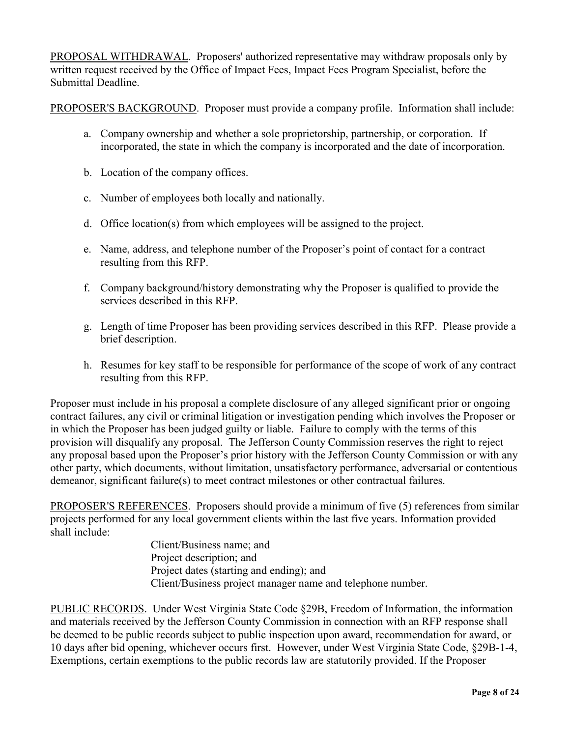PROPOSAL WITHDRAWAL. Proposers' authorized representative may withdraw proposals only by written request received by the Office of Impact Fees, Impact Fees Program Specialist, before the Submittal Deadline.

PROPOSER'S BACKGROUND. Proposer must provide a company profile. Information shall include:

a. Company ownership and whether a sole proprietorship, partnership, or corporation. If incorporated, the state in which the company is incorporated and the date of incorporation.

b. Location of the company offices.

c. Number of employees both locally and nationally.

d. Office location(s) from which employees will be assigned to the project.

e. Name, address, and telephone number of the Proposer's point of contact for a contract resulting from this RFP.

f. Company background/history demonstrating why the Proposer is qualified to provide the services described in this RFP.

g. Length of time Proposer has been providing services described in this RFP. Please provide a brief description.

h. Resumes for key staff to be responsible for performance of the scope of work of any contract resulting from this RFP.

Proposer must include in his proposal a complete disclosure of any alleged significant prior or ongoing contract failures, any civil or criminal litigation or investigation pending which involves the Proposer or in which the Proposer has been judged guilty or liable. Failure to comply with the terms of this provision will disqualify any proposal. The Jefferson County Commission reserves the right to reject any proposal based upon the Proposer's prior history with the Jefferson County Commission or with any other party, which documents, without limitation, unsatisfactory performance, adversarial or contentious demeanor, significant failure(s) to meet contract milestones or other contractual failures.

PROPOSER'S REFERENCES. Proposers should provide a minimum of five (5) references from similar projects performed for any local government clients within the last five years. Information provided shall include:

Client/Business name; and
Project description; and
Project dates (starting and ending); and
Client/Business project manager name and telephone number.

PUBLIC RECORDS. Under West Virginia State Code §29B, Freedom of Information, the information and materials received by the Jefferson County Commission in connection with an RFP response shall be deemed to be public records subject to public inspection upon award, recommendation for award, or 10 days after bid opening, whichever occurs first. However, under West Virginia State Code, §29B-1-4, Exemptions, certain exemptions to the public records law are statutorily provided. If the Proposer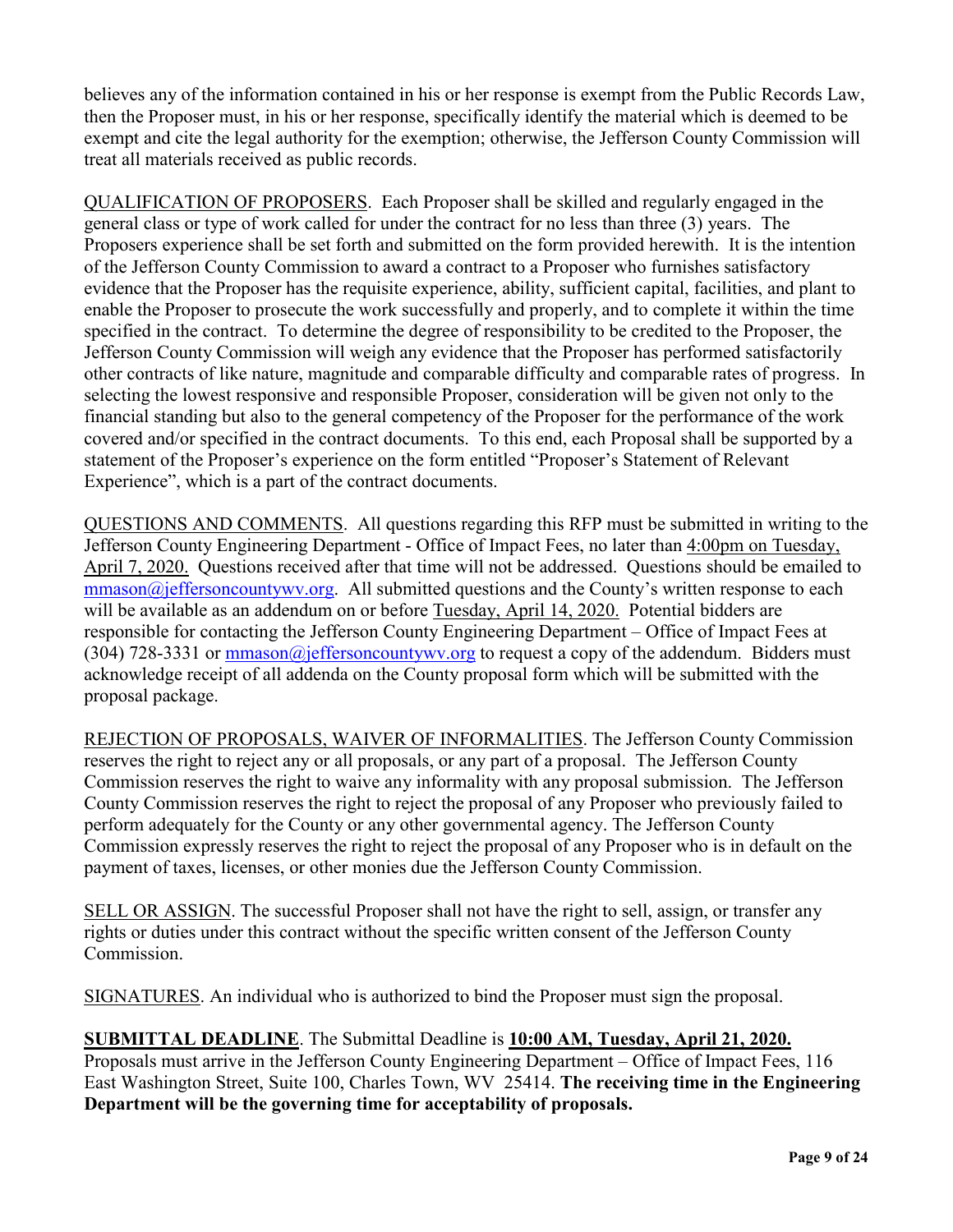believes any of the information contained in his or her response is exempt from the Public Records Law, then the Proposer must, in his or her response, specifically identify the material which is deemed to be exempt and cite the legal authority for the exemption; otherwise, the Jefferson County Commission will treat all materials received as public records.

<u>QUALIFICATION OF PROPOSERS</u>. Each Proposer shall be skilled and regularly engaged in the general class or type of work called for under the contract for no less than three (3) years. The Proposers experience shall be set forth and submitted on the form provided herewith. It is the intention of the Jefferson County Commission to award a contract to a Proposer who furnishes satisfactory evidence that the Proposer has the requisite experience, ability, sufficient capital, facilities, and plant to enable the Proposer to prosecute the work successfully and properly, and to complete it within the time specified in the contract. To determine the degree of responsibility to be credited to the Proposer, the Jefferson County Commission will weigh any evidence that the Proposer has performed satisfactorily other contracts of like nature, magnitude and comparable difficulty and comparable rates of progress. In selecting the lowest responsive and responsible Proposer, consideration will be given not only to the financial standing but also to the general competency of the Proposer for the performance of the work covered and/or specified in the contract documents. To this end, each Proposal shall be supported by a statement of the Proposer's experience on the form entitled "Proposer's Statement of Relevant Experience", which is a part of the contract documents.

<u>QUESTIONS AND COMMENTS</u>. All questions regarding this RFP must be submitted in writing to the Jefferson County Engineering Department - Office of Impact Fees, no later than <u>4:00pm on Tuesday, April 7, 2020.</u> Questions received after that time will not be addressed. Questions should be emailed to mmason@jeffersoncountywv.org. All submitted questions and the County's written response to each will be available as an addendum on or before <u>Tuesday, April 14, 2020.</u> Potential bidders are responsible for contacting the Jefferson County Engineering Department – Office of Impact Fees at (304) 728-3331 or mmason@jeffersoncountywv.org to request a copy of the addendum. Bidders must acknowledge receipt of all addenda on the County proposal form which will be submitted with the proposal package.

<u>REJECTION OF PROPOSALS, WAIVER OF INFORMALITIES</u>. The Jefferson County Commission reserves the right to reject any or all proposals, or any part of a proposal. The Jefferson County Commission reserves the right to waive any informality with any proposal submission. The Jefferson County Commission reserves the right to reject the proposal of any Proposer who previously failed to perform adequately for the County or any other governmental agency. The Jefferson County Commission expressly reserves the right to reject the proposal of any Proposer who is in default on the payment of taxes, licenses, or other monies due the Jefferson County Commission.

<u>SELL OR ASSIGN</u>. The successful Proposer shall not have the right to sell, assign, or transfer any rights or duties under this contract without the specific written consent of the Jefferson County Commission.

<u>SIGNATURES</u>. An individual who is authorized to bind the Proposer must sign the proposal.

<u>**SUBMITTAL DEADLINE**</u>. The Submittal Deadline is <u>**10:00 AM, Tuesday, April 21, 2020.**</u> Proposals must arrive in the Jefferson County Engineering Department – Office of Impact Fees, 116 East Washington Street, Suite 100, Charles Town, WV 25414. **The receiving time in the Engineering Department will be the governing time for acceptability of proposals.**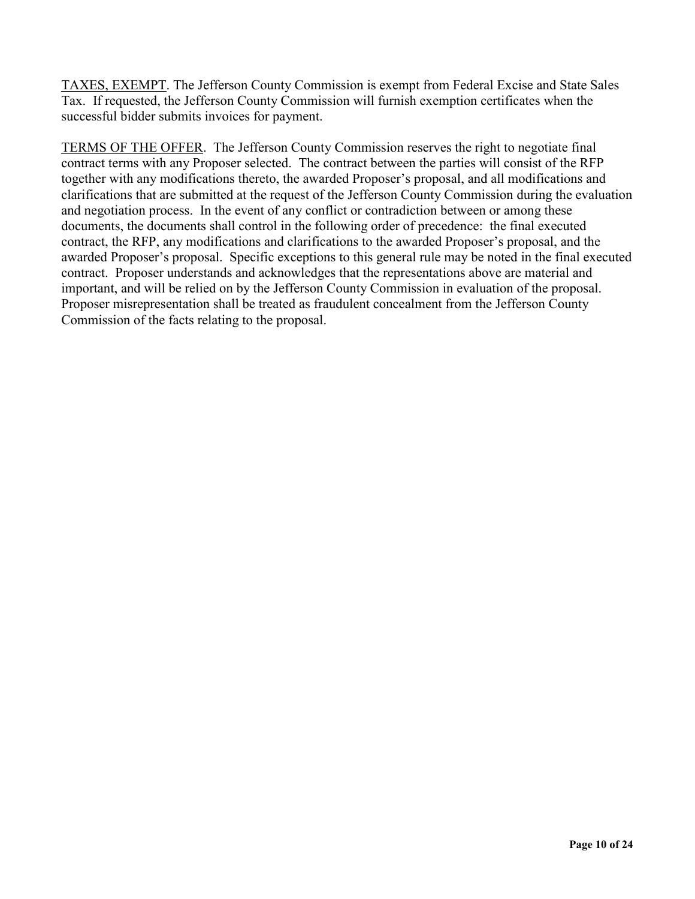TAXES, EXEMPT. The Jefferson County Commission is exempt from Federal Excise and State Sales Tax. If requested, the Jefferson County Commission will furnish exemption certificates when the successful bidder submits invoices for payment.

TERMS OF THE OFFER. The Jefferson County Commission reserves the right to negotiate final contract terms with any Proposer selected. The contract between the parties will consist of the RFP together with any modifications thereto, the awarded Proposer's proposal, and all modifications and clarifications that are submitted at the request of the Jefferson County Commission during the evaluation and negotiation process. In the event of any conflict or contradiction between or among these documents, the documents shall control in the following order of precedence: the final executed contract, the RFP, any modifications and clarifications to the awarded Proposer's proposal, and the awarded Proposer's proposal. Specific exceptions to this general rule may be noted in the final executed contract. Proposer understands and acknowledges that the representations above are material and important, and will be relied on by the Jefferson County Commission in evaluation of the proposal. Proposer misrepresentation shall be treated as fraudulent concealment from the Jefferson County Commission of the facts relating to the proposal.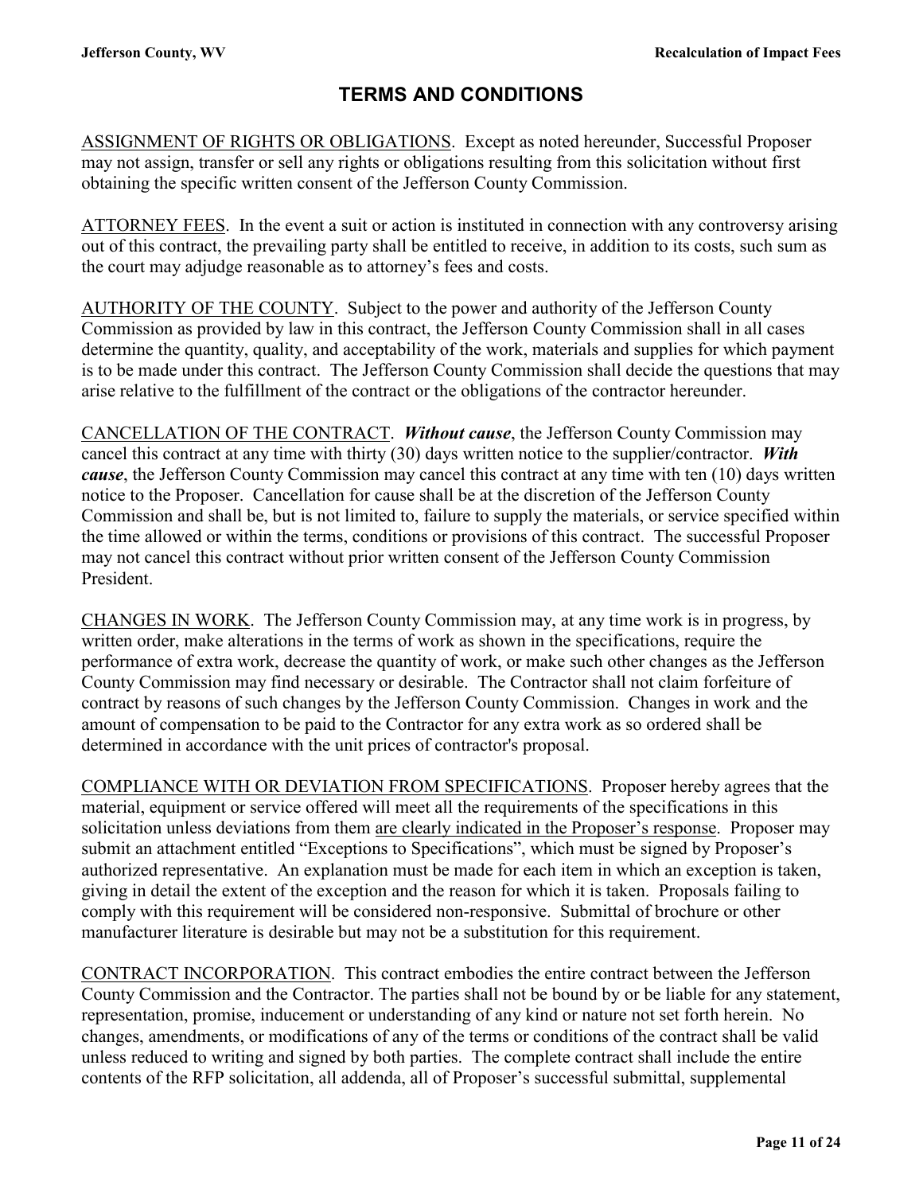## TERMS AND CONDITIONS

<u>ASSIGNMENT OF RIGHTS OR OBLIGATIONS</u>. Except as noted hereunder, Successful Proposer may not assign, transfer or sell any rights or obligations resulting from this solicitation without first obtaining the specific written consent of the Jefferson County Commission.

<u>ATTORNEY FEES</u>. In the event a suit or action is instituted in connection with any controversy arising out of this contract, the prevailing party shall be entitled to receive, in addition to its costs, such sum as the court may adjudge reasonable as to attorney's fees and costs.

<u>AUTHORITY OF THE COUNTY</u>. Subject to the power and authority of the Jefferson County Commission as provided by law in this contract, the Jefferson County Commission shall in all cases determine the quantity, quality, and acceptability of the work, materials and supplies for which payment is to be made under this contract. The Jefferson County Commission shall decide the questions that may arise relative to the fulfillment of the contract or the obligations of the contractor hereunder.

<u>CANCELLATION OF THE CONTRACT</u>. ***Without cause***, the Jefferson County Commission may cancel this contract at any time with thirty (30) days written notice to the supplier/contractor. ***With cause***, the Jefferson County Commission may cancel this contract at any time with ten (10) days written notice to the Proposer. Cancellation for cause shall be at the discretion of the Jefferson County Commission and shall be, but is not limited to, failure to supply the materials, or service specified within the time allowed or within the terms, conditions or provisions of this contract. The successful Proposer may not cancel this contract without prior written consent of the Jefferson County Commission President.

<u>CHANGES IN WORK</u>. The Jefferson County Commission may, at any time work is in progress, by written order, make alterations in the terms of work as shown in the specifications, require the performance of extra work, decrease the quantity of work, or make such other changes as the Jefferson County Commission may find necessary or desirable. The Contractor shall not claim forfeiture of contract by reasons of such changes by the Jefferson County Commission. Changes in work and the amount of compensation to be paid to the Contractor for any extra work as so ordered shall be determined in accordance with the unit prices of contractor's proposal.

<u>COMPLIANCE WITH OR DEVIATION FROM SPECIFICATIONS</u>. Proposer hereby agrees that the material, equipment or service offered will meet all the requirements of the specifications in this solicitation unless deviations from them <u>are clearly indicated in the Proposer's response</u>. Proposer may submit an attachment entitled "Exceptions to Specifications", which must be signed by Proposer's authorized representative. An explanation must be made for each item in which an exception is taken, giving in detail the extent of the exception and the reason for which it is taken. Proposals failing to comply with this requirement will be considered non-responsive. Submittal of brochure or other manufacturer literature is desirable but may not be a substitution for this requirement.

<u>CONTRACT INCORPORATION</u>. This contract embodies the entire contract between the Jefferson County Commission and the Contractor. The parties shall not be bound by or be liable for any statement, representation, promise, inducement or understanding of any kind or nature not set forth herein. No changes, amendments, or modifications of any of the terms or conditions of the contract shall be valid unless reduced to writing and signed by both parties. The complete contract shall include the entire contents of the RFP solicitation, all addenda, all of Proposer's successful submittal, supplemental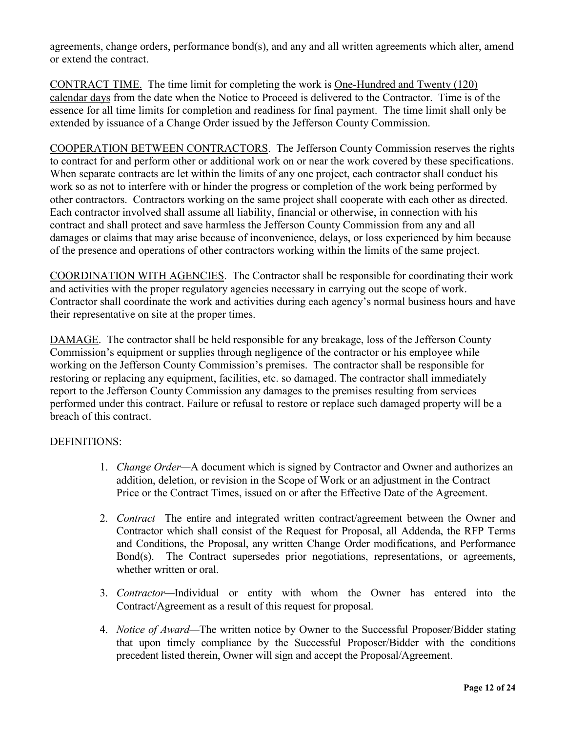agreements, change orders, performance bond(s), and any and all written agreements which alter, amend or extend the contract.

CONTRACT TIME. The time limit for completing the work is One-Hundred and Twenty (120) calendar days from the date when the Notice to Proceed is delivered to the Contractor. Time is of the essence for all time limits for completion and readiness for final payment. The time limit shall only be extended by issuance of a Change Order issued by the Jefferson County Commission.

COOPERATION BETWEEN CONTRACTORS. The Jefferson County Commission reserves the rights to contract for and perform other or additional work on or near the work covered by these specifications. When separate contracts are let within the limits of any one project, each contractor shall conduct his work so as not to interfere with or hinder the progress or completion of the work being performed by other contractors. Contractors working on the same project shall cooperate with each other as directed. Each contractor involved shall assume all liability, financial or otherwise, in connection with his contract and shall protect and save harmless the Jefferson County Commission from any and all damages or claims that may arise because of inconvenience, delays, or loss experienced by him because of the presence and operations of other contractors working within the limits of the same project.

COORDINATION WITH AGENCIES. The Contractor shall be responsible for coordinating their work and activities with the proper regulatory agencies necessary in carrying out the scope of work. Contractor shall coordinate the work and activities during each agency's normal business hours and have their representative on site at the proper times.

DAMAGE. The contractor shall be held responsible for any breakage, loss of the Jefferson County Commission's equipment or supplies through negligence of the contractor or his employee while working on the Jefferson County Commission's premises. The contractor shall be responsible for restoring or replacing any equipment, facilities, etc. so damaged. The contractor shall immediately report to the Jefferson County Commission any damages to the premises resulting from services performed under this contract. Failure or refusal to restore or replace such damaged property will be a breach of this contract.

DEFINITIONS:

1. *Change Order*—A document which is signed by Contractor and Owner and authorizes an addition, deletion, or revision in the Scope of Work or an adjustment in the Contract Price or the Contract Times, issued on or after the Effective Date of the Agreement.

2. *Contract*—The entire and integrated written contract/agreement between the Owner and Contractor which shall consist of the Request for Proposal, all Addenda, the RFP Terms and Conditions, the Proposal, any written Change Order modifications, and Performance Bond(s). The Contract supersedes prior negotiations, representations, or agreements, whether written or oral.

3. *Contractor*—Individual or entity with whom the Owner has entered into the Contract/Agreement as a result of this request for proposal.

4. *Notice of Award*—The written notice by Owner to the Successful Proposer/Bidder stating that upon timely compliance by the Successful Proposer/Bidder with the conditions precedent listed therein, Owner will sign and accept the Proposal/Agreement.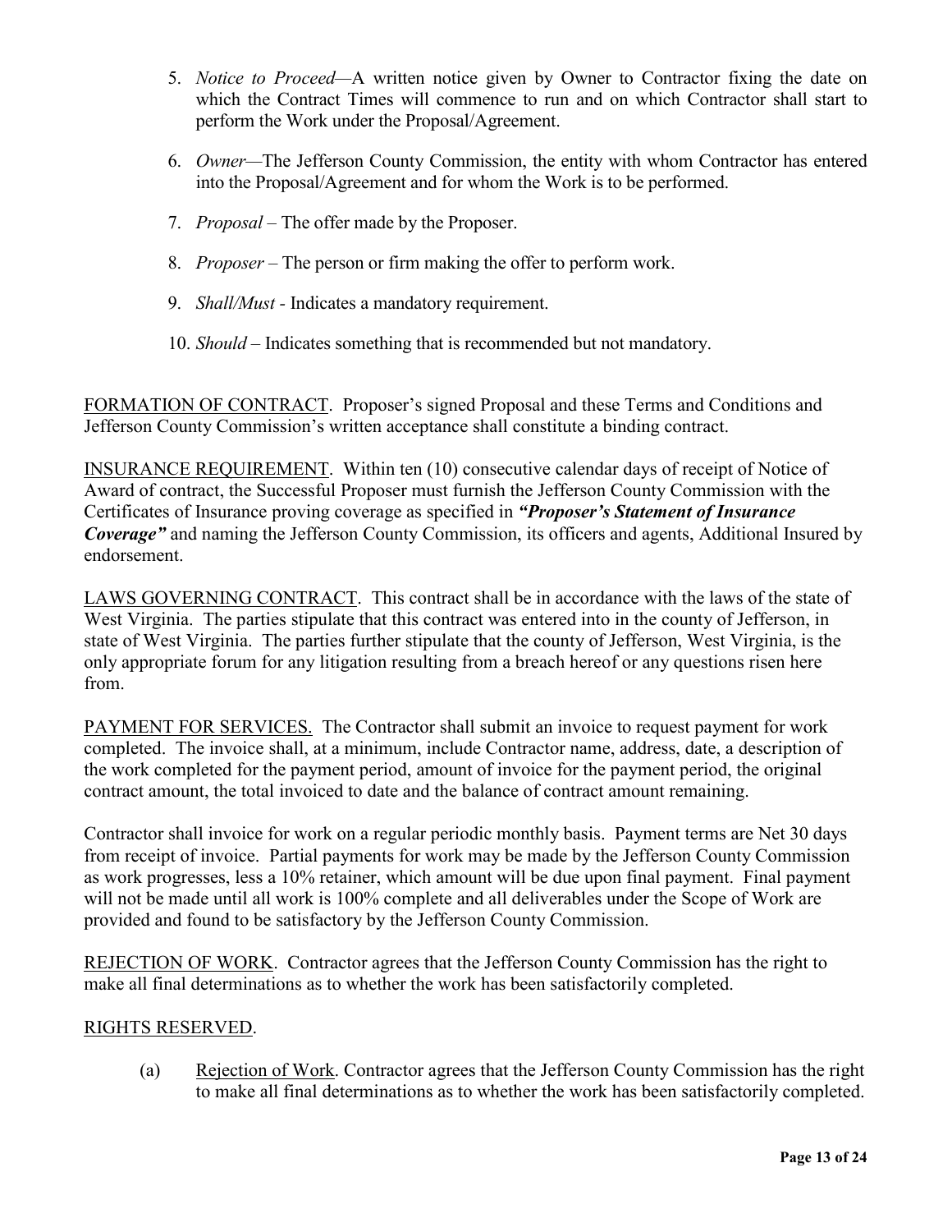5. *Notice to Proceed*—A written notice given by Owner to Contractor fixing the date on which the Contract Times will commence to run and on which Contractor shall start to perform the Work under the Proposal/Agreement.

6. *Owner*—The Jefferson County Commission, the entity with whom Contractor has entered into the Proposal/Agreement and for whom the Work is to be performed.

7. *Proposal* – The offer made by the Proposer.

8. *Proposer* – The person or firm making the offer to perform work.

9. *Shall/Must* - Indicates a mandatory requirement.

10. *Should* – Indicates something that is recommended but not mandatory.

<u>FORMATION OF CONTRACT</u>. Proposer's signed Proposal and these Terms and Conditions and Jefferson County Commission's written acceptance shall constitute a binding contract.

<u>INSURANCE REQUIREMENT</u>. Within ten (10) consecutive calendar days of receipt of Notice of Award of contract, the Successful Proposer must furnish the Jefferson County Commission with the Certificates of Insurance proving coverage as specified in ***"Proposer's Statement of Insurance Coverage"*** and naming the Jefferson County Commission, its officers and agents, Additional Insured by endorsement.

<u>LAWS GOVERNING CONTRACT</u>. This contract shall be in accordance with the laws of the state of West Virginia. The parties stipulate that this contract was entered into in the county of Jefferson, in state of West Virginia. The parties further stipulate that the county of Jefferson, West Virginia, is the only appropriate forum for any litigation resulting from a breach hereof or any questions risen here from.

<u>PAYMENT FOR SERVICES.</u> The Contractor shall submit an invoice to request payment for work completed. The invoice shall, at a minimum, include Contractor name, address, date, a description of the work completed for the payment period, amount of invoice for the payment period, the original contract amount, the total invoiced to date and the balance of contract amount remaining.

Contractor shall invoice for work on a regular periodic monthly basis. Payment terms are Net 30 days from receipt of invoice. Partial payments for work may be made by the Jefferson County Commission as work progresses, less a 10% retainer, which amount will be due upon final payment. Final payment will not be made until all work is 100% complete and all deliverables under the Scope of Work are provided and found to be satisfactory by the Jefferson County Commission.

<u>REJECTION OF WORK</u>. Contractor agrees that the Jefferson County Commission has the right to make all final determinations as to whether the work has been satisfactorily completed.

<u>RIGHTS RESERVED</u>.

(a) <u>Rejection of Work</u>. Contractor agrees that the Jefferson County Commission has the right to make all final determinations as to whether the work has been satisfactorily completed.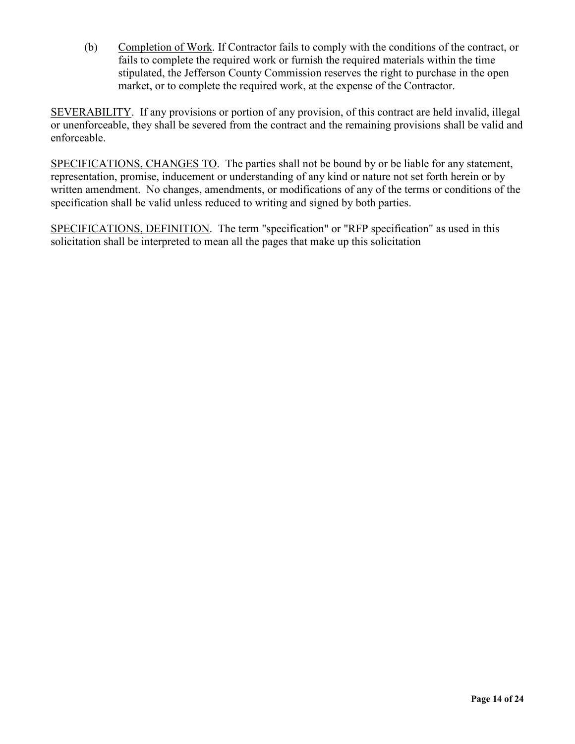(b) Completion of Work. If Contractor fails to comply with the conditions of the contract, or fails to complete the required work or furnish the required materials within the time stipulated, the Jefferson County Commission reserves the right to purchase in the open market, or to complete the required work, at the expense of the Contractor.

SEVERABILITY. If any provisions or portion of any provision, of this contract are held invalid, illegal or unenforceable, they shall be severed from the contract and the remaining provisions shall be valid and enforceable.

SPECIFICATIONS, CHANGES TO. The parties shall not be bound by or be liable for any statement, representation, promise, inducement or understanding of any kind or nature not set forth herein or by written amendment. No changes, amendments, or modifications of any of the terms or conditions of the specification shall be valid unless reduced to writing and signed by both parties.

SPECIFICATIONS, DEFINITION. The term "specification" or "RFP specification" as used in this solicitation shall be interpreted to mean all the pages that make up this solicitation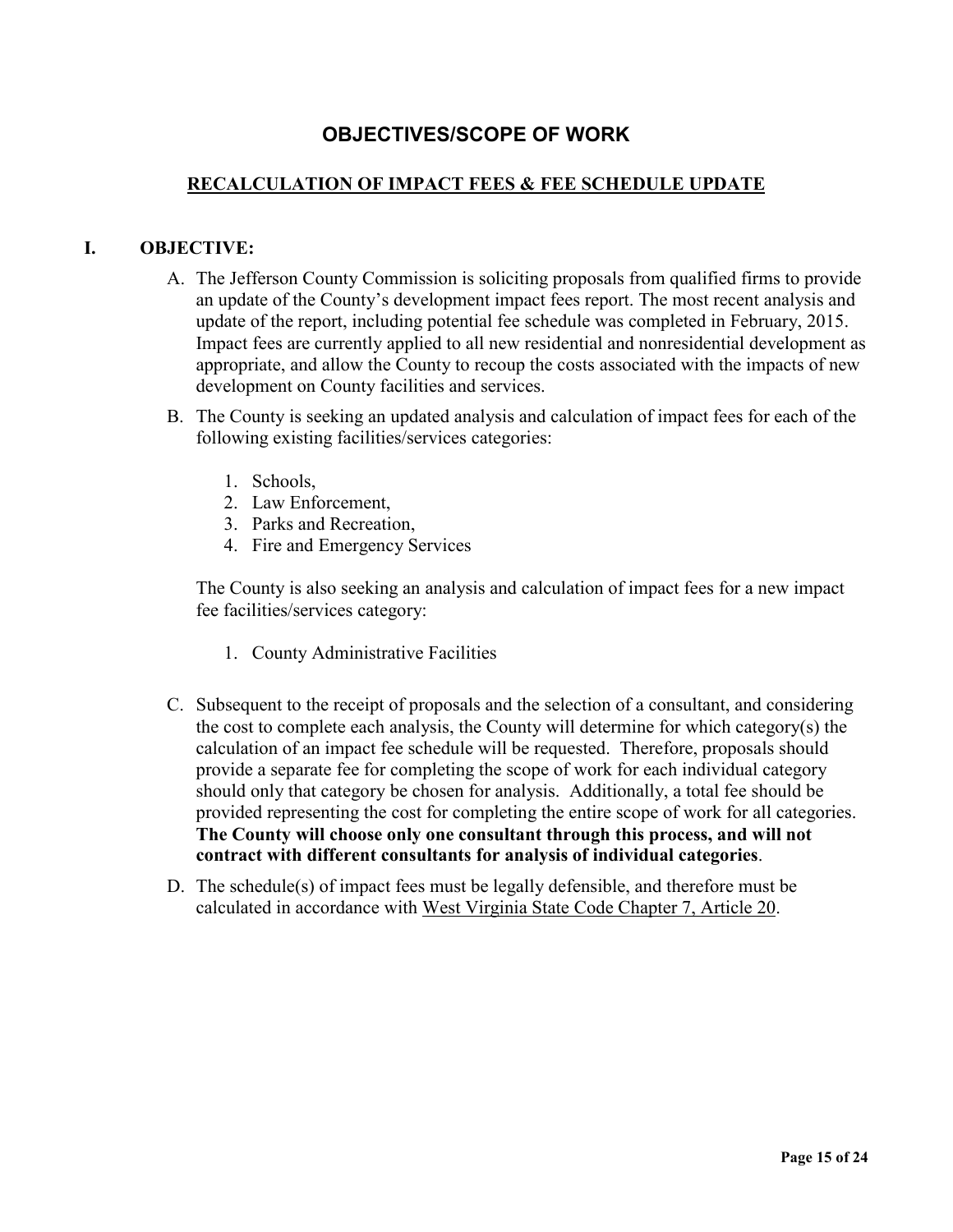# OBJECTIVES/SCOPE OF WORK

## RECALCULATION OF IMPACT FEES & FEE SCHEDULE UPDATE

### I. OBJECTIVE:

A. The Jefferson County Commission is soliciting proposals from qualified firms to provide an update of the County's development impact fees report. The most recent analysis and update of the report, including potential fee schedule was completed in February, 2015. Impact fees are currently applied to all new residential and nonresidential development as appropriate, and allow the County to recoup the costs associated with the impacts of new development on County facilities and services.

B. The County is seeking an updated analysis and calculation of impact fees for each of the following existing facilities/services categories:

   1. Schools,
   2. Law Enforcement,
   3. Parks and Recreation,
   4. Fire and Emergency Services

   The County is also seeking an analysis and calculation of impact fees for a new impact fee facilities/services category:

   1. County Administrative Facilities

C. Subsequent to the receipt of proposals and the selection of a consultant, and considering the cost to complete each analysis, the County will determine for which category(s) the calculation of an impact fee schedule will be requested. Therefore, proposals should provide a separate fee for completing the scope of work for each individual category should only that category be chosen for analysis. Additionally, a total fee should be provided representing the cost for completing the entire scope of work for all categories. **The County will choose only one consultant through this process, and will not contract with different consultants for analysis of individual categories**.

D. The schedule(s) of impact fees must be legally defensible, and therefore must be calculated in accordance with West Virginia State Code Chapter 7, Article 20.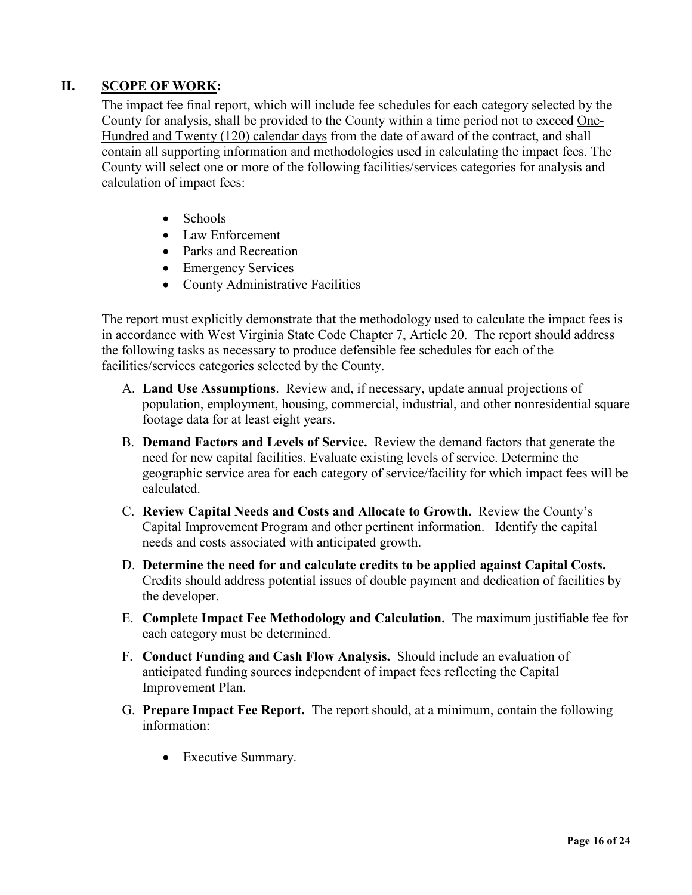## II. SCOPE OF WORK:

The impact fee final report, which will include fee schedules for each category selected by the County for analysis, shall be provided to the County within a time period not to exceed One-Hundred and Twenty (120) calendar days from the date of award of the contract, and shall contain all supporting information and methodologies used in calculating the impact fees. The County will select one or more of the following facilities/services categories for analysis and calculation of impact fees:

- Schools
- Law Enforcement
- Parks and Recreation
- Emergency Services
- County Administrative Facilities

The report must explicitly demonstrate that the methodology used to calculate the impact fees is in accordance with West Virginia State Code Chapter 7, Article 20. The report should address the following tasks as necessary to produce defensible fee schedules for each of the facilities/services categories selected by the County.

A. **Land Use Assumptions**. Review and, if necessary, update annual projections of population, employment, housing, commercial, industrial, and other nonresidential square footage data for at least eight years.

B. **Demand Factors and Levels of Service.** Review the demand factors that generate the need for new capital facilities. Evaluate existing levels of service. Determine the geographic service area for each category of service/facility for which impact fees will be calculated.

C. **Review Capital Needs and Costs and Allocate to Growth.** Review the County's Capital Improvement Program and other pertinent information. Identify the capital needs and costs associated with anticipated growth.

D. **Determine the need for and calculate credits to be applied against Capital Costs.** Credits should address potential issues of double payment and dedication of facilities by the developer.

E. **Complete Impact Fee Methodology and Calculation.** The maximum justifiable fee for each category must be determined.

F. **Conduct Funding and Cash Flow Analysis.** Should include an evaluation of anticipated funding sources independent of impact fees reflecting the Capital Improvement Plan.

G. **Prepare Impact Fee Report.** The report should, at a minimum, contain the following information:

   - Executive Summary.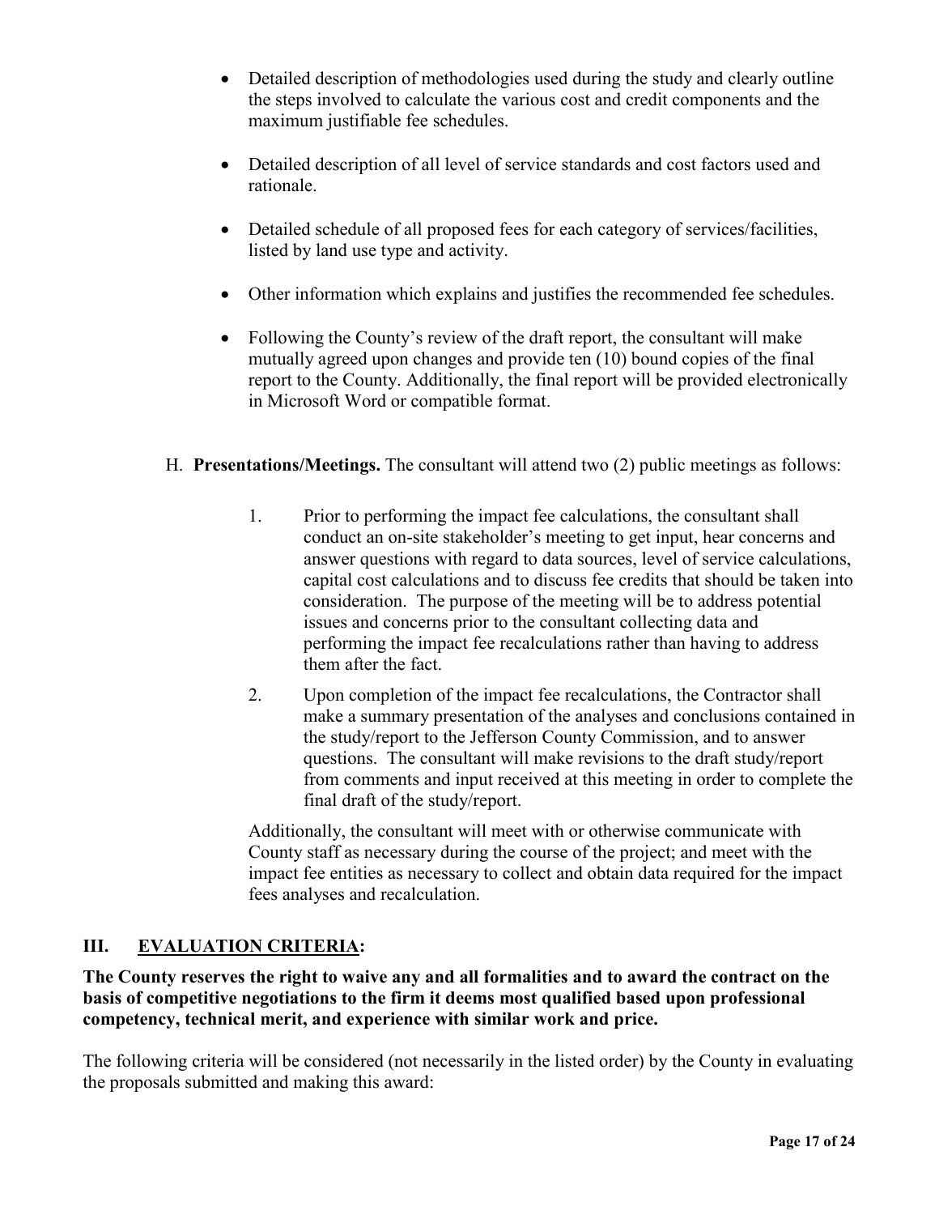- Detailed description of methodologies used during the study and clearly outline the steps involved to calculate the various cost and credit components and the maximum justifiable fee schedules.

- Detailed description of all level of service standards and cost factors used and rationale.

- Detailed schedule of all proposed fees for each category of services/facilities, listed by land use type and activity.

- Other information which explains and justifies the recommended fee schedules.

- Following the County's review of the draft report, the consultant will make mutually agreed upon changes and provide ten (10) bound copies of the final report to the County. Additionally, the final report will be provided electronically in Microsoft Word or compatible format.

H. **Presentations/Meetings.** The consultant will attend two (2) public meetings as follows:

1. Prior to performing the impact fee calculations, the consultant shall conduct an on-site stakeholder's meeting to get input, hear concerns and answer questions with regard to data sources, level of service calculations, capital cost calculations and to discuss fee credits that should be taken into consideration. The purpose of the meeting will be to address potential issues and concerns prior to the consultant collecting data and performing the impact fee recalculations rather than having to address them after the fact.
2. Upon completion of the impact fee recalculations, the Contractor shall make a summary presentation of the analyses and conclusions contained in the study/report to the Jefferson County Commission, and to answer questions. The consultant will make revisions to the draft study/report from comments and input received at this meeting in order to complete the final draft of the study/report.

Additionally, the consultant will meet with or otherwise communicate with County staff as necessary during the course of the project; and meet with the impact fee entities as necessary to collect and obtain data required for the impact fees analyses and recalculation.

## III. EVALUATION CRITERIA:

**The County reserves the right to waive any and all formalities and to award the contract on the basis of competitive negotiations to the firm it deems most qualified based upon professional competency, technical merit, and experience with similar work and price.**

The following criteria will be considered (not necessarily in the listed order) by the County in evaluating the proposals submitted and making this award: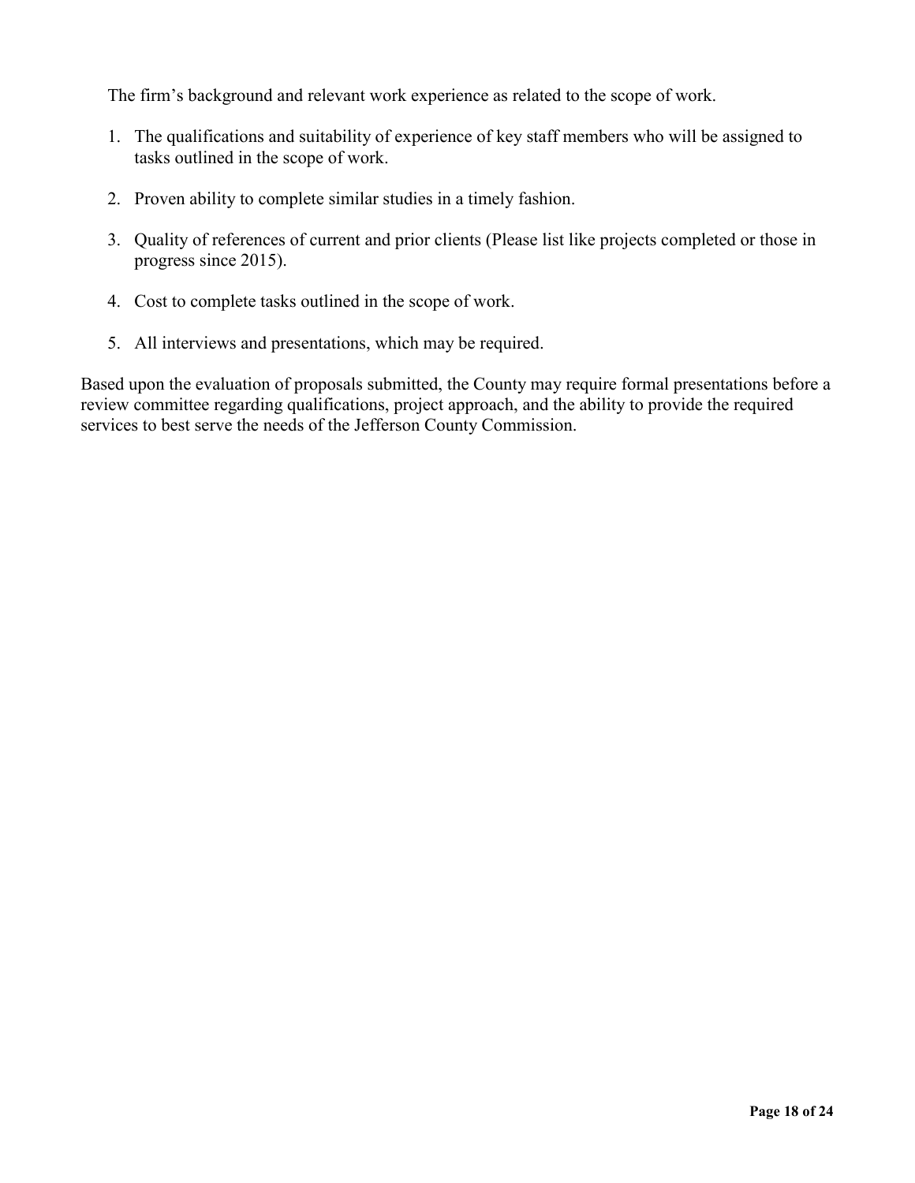The firm's background and relevant work experience as related to the scope of work.

1. The qualifications and suitability of experience of key staff members who will be assigned to tasks outlined in the scope of work.

2. Proven ability to complete similar studies in a timely fashion.

3. Quality of references of current and prior clients (Please list like projects completed or those in progress since 2015).

4. Cost to complete tasks outlined in the scope of work.

5. All interviews and presentations, which may be required.

Based upon the evaluation of proposals submitted, the County may require formal presentations before a review committee regarding qualifications, project approach, and the ability to provide the required services to best serve the needs of the Jefferson County Commission.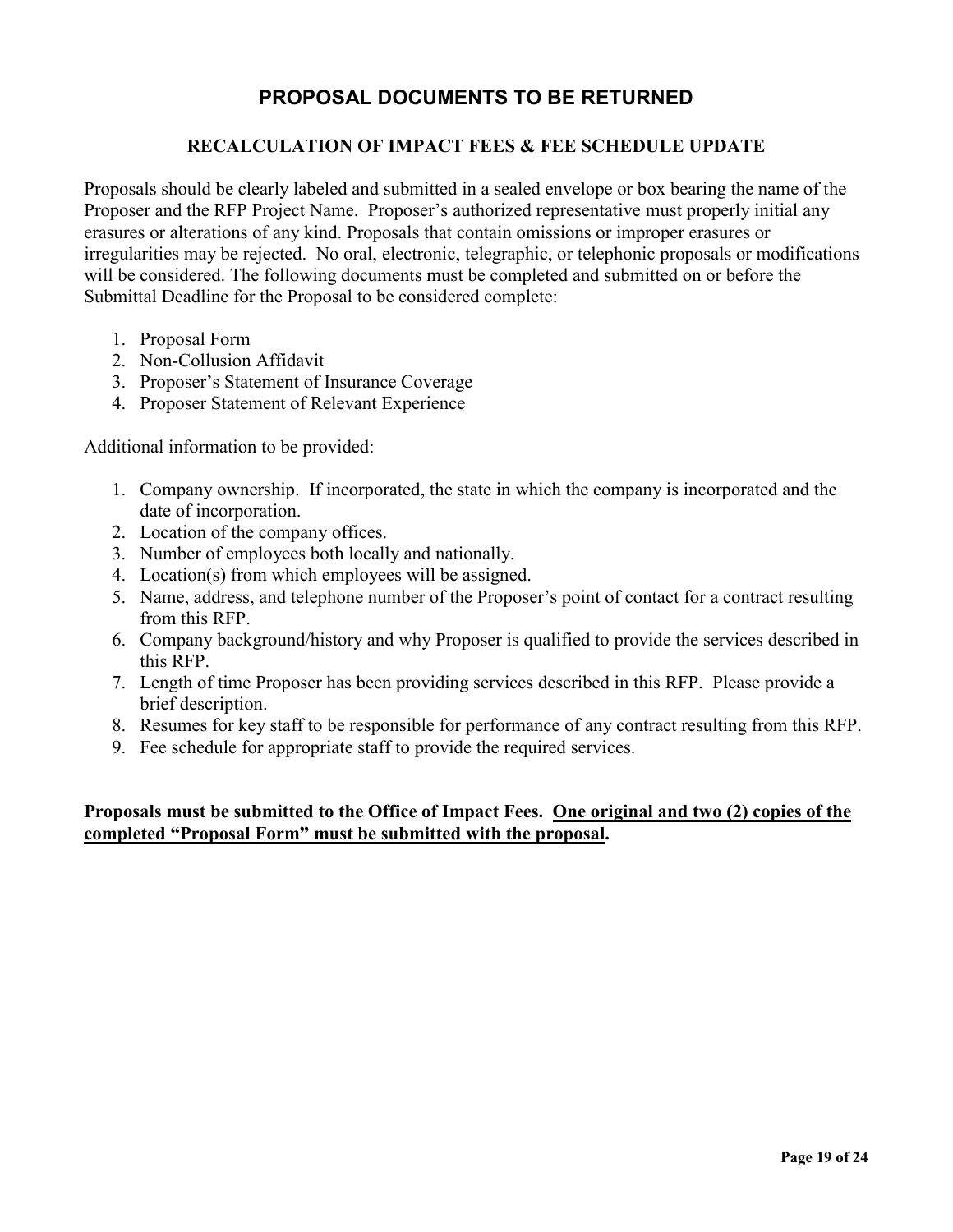# PROPOSAL DOCUMENTS TO BE RETURNED

## RECALCULATION OF IMPACT FEES & FEE SCHEDULE UPDATE

Proposals should be clearly labeled and submitted in a sealed envelope or box bearing the name of the Proposer and the RFP Project Name. Proposer's authorized representative must properly initial any erasures or alterations of any kind. Proposals that contain omissions or improper erasures or irregularities may be rejected. No oral, electronic, telegraphic, or telephonic proposals or modifications will be considered. The following documents must be completed and submitted on or before the Submittal Deadline for the Proposal to be considered complete:

1. Proposal Form
2. Non-Collusion Affidavit
3. Proposer's Statement of Insurance Coverage
4. Proposer Statement of Relevant Experience

Additional information to be provided:

1. Company ownership. If incorporated, the state in which the company is incorporated and the date of incorporation.
2. Location of the company offices.
3. Number of employees both locally and nationally.
4. Location(s) from which employees will be assigned.
5. Name, address, and telephone number of the Proposer's point of contact for a contract resulting from this RFP.
6. Company background/history and why Proposer is qualified to provide the services described in this RFP.
7. Length of time Proposer has been providing services described in this RFP. Please provide a brief description.
8. Resumes for key staff to be responsible for performance of any contract resulting from this RFP.
9. Fee schedule for appropriate staff to provide the required services.

**Proposals must be submitted to the Office of Impact Fees. <u>One original and two (2) copies of the completed "Proposal Form" must be submitted with the proposal</u>.**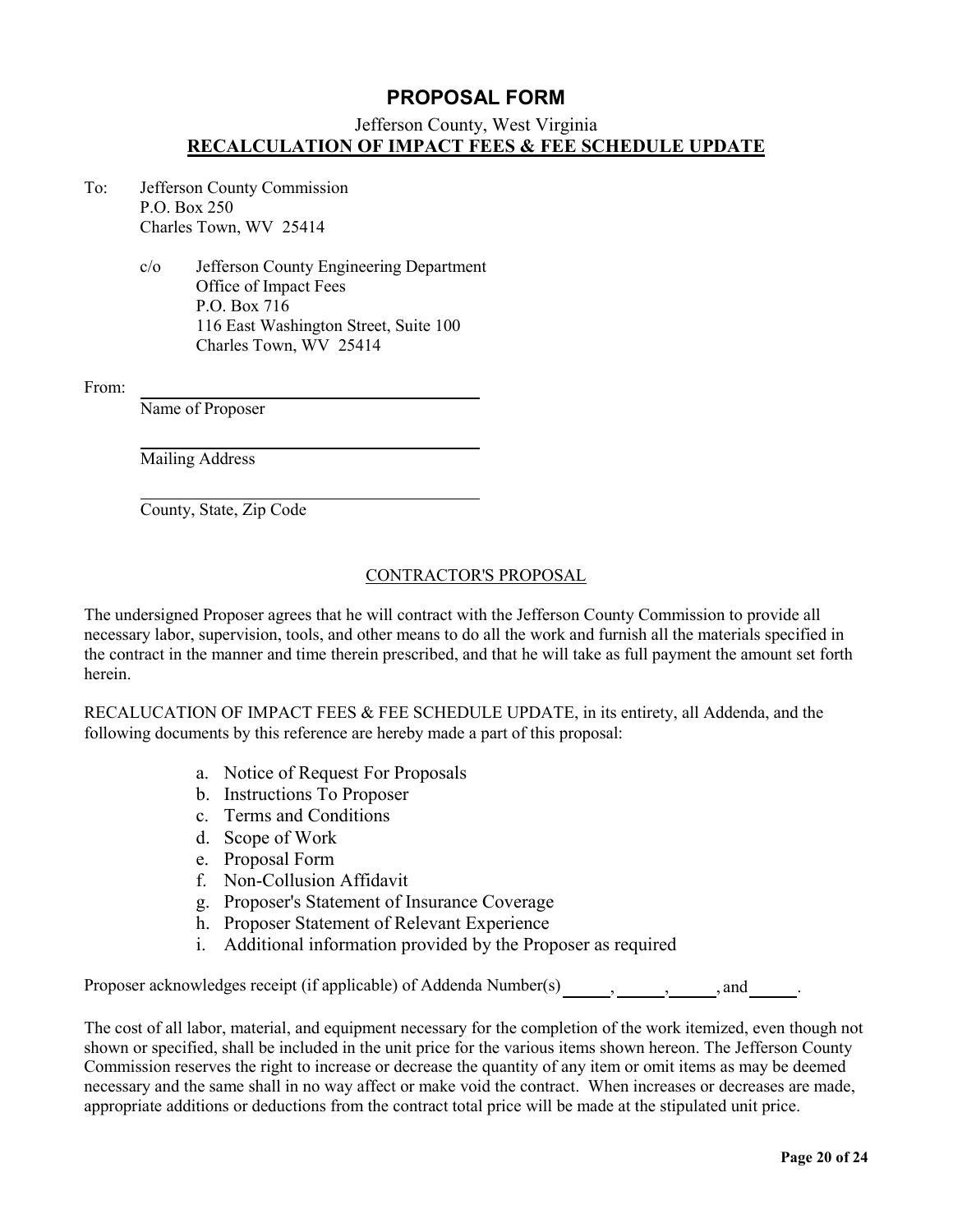# PROPOSAL FORM

Jefferson County, West Virginia
**RECALCULATION OF IMPACT FEES & FEE SCHEDULE UPDATE**

To: Jefferson County Commission
P.O. Box 250
Charles Town, WV 25414

c/o Jefferson County Engineering Department
Office of Impact Fees
P.O. Box 716
116 East Washington Street, Suite 100
Charles Town, WV 25414

From: ______________________________
Name of Proposer

______________________________
Mailing Address

______________________________
County, State, Zip Code

CONTRACTOR'S PROPOSAL

The undersigned Proposer agrees that he will contract with the Jefferson County Commission to provide all necessary labor, supervision, tools, and other means to do all the work and furnish all the materials specified in the contract in the manner and time therein prescribed, and that he will take as full payment the amount set forth herein.

RECALUCATION OF IMPACT FEES & FEE SCHEDULE UPDATE, in its entirety, all Addenda, and the following documents by this reference are hereby made a part of this proposal:

a. Notice of Request For Proposals
b. Instructions To Proposer
c. Terms and Conditions
d. Scope of Work
e. Proposal Form
f. Non-Collusion Affidavit
g. Proposer's Statement of Insurance Coverage
h. Proposer Statement of Relevant Experience
i. Additional information provided by the Proposer as required

Proposer acknowledges receipt (if applicable) of Addenda Number(s) _____, _____, _____, and _____.

The cost of all labor, material, and equipment necessary for the completion of the work itemized, even though not shown or specified, shall be included in the unit price for the various items shown hereon. The Jefferson County Commission reserves the right to increase or decrease the quantity of any item or omit items as may be deemed necessary and the same shall in no way affect or make void the contract. When increases or decreases are made, appropriate additions or deductions from the contract total price will be made at the stipulated unit price.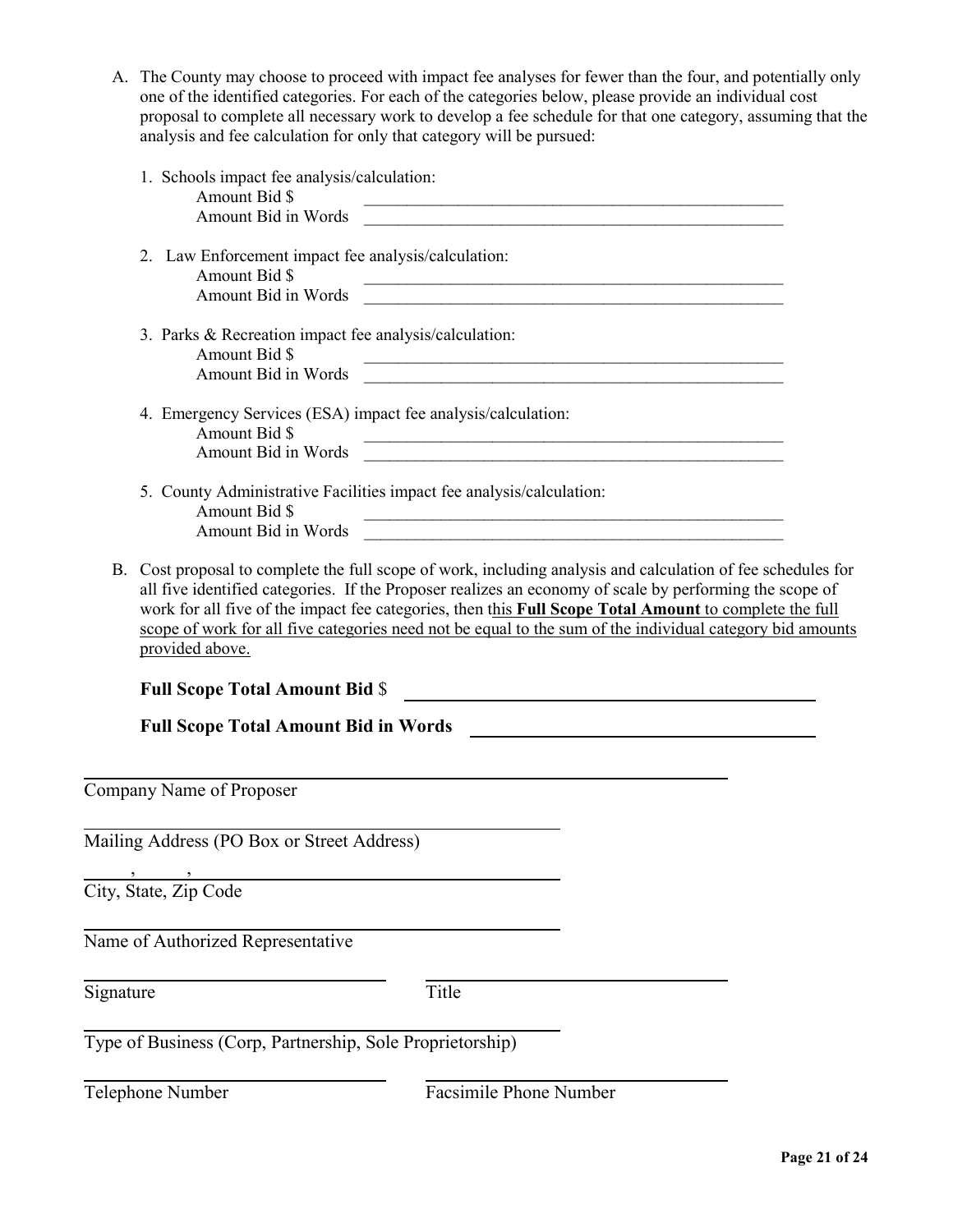A. The County may choose to proceed with impact fee analyses for fewer than the four, and potentially only one of the identified categories. For each of the categories below, please provide an individual cost proposal to complete all necessary work to develop a fee schedule for that one category, assuming that the analysis and fee calculation for only that category will be pursued:

   1. Schools impact fee analysis/calculation:
      Amount Bid $ ____________________________________________________
      Amount Bid in Words ____________________________________________________

   2. Law Enforcement impact fee analysis/calculation:
      Amount Bid $ ____________________________________________________
      Amount Bid in Words ____________________________________________________

   3. Parks & Recreation impact fee analysis/calculation:
      Amount Bid $ ____________________________________________________
      Amount Bid in Words ____________________________________________________

   4. Emergency Services (ESA) impact fee analysis/calculation:
      Amount Bid $ ____________________________________________________
      Amount Bid in Words ____________________________________________________

   5. County Administrative Facilities impact fee analysis/calculation:
      Amount Bid $ ____________________________________________________
      Amount Bid in Words ____________________________________________________

B. Cost proposal to complete the full scope of work, including analysis and calculation of fee schedules for all five identified categories. If the Proposer realizes an economy of scale by performing the scope of work for all five of the impact fee categories, then this **Full Scope Total Amount** to complete the full scope of work for all five categories need not be equal to the sum of the individual category bid amounts provided above.

   **Full Scope Total Amount Bid** $ ____________________________________________________

   **Full Scope Total Amount Bid in Words** ____________________________________________________

____________________________________________________
Company Name of Proposer

____________________________________________________
Mailing Address (PO Box or Street Address)

______, ______, ______________________________________
City, State, Zip Code

____________________________________________________
Name of Authorized Representative

__________________________ __________________________
Signature Title

____________________________________________________
Type of Business (Corp, Partnership, Sole Proprietorship)

__________________________ __________________________
Telephone Number Facsimile Phone Number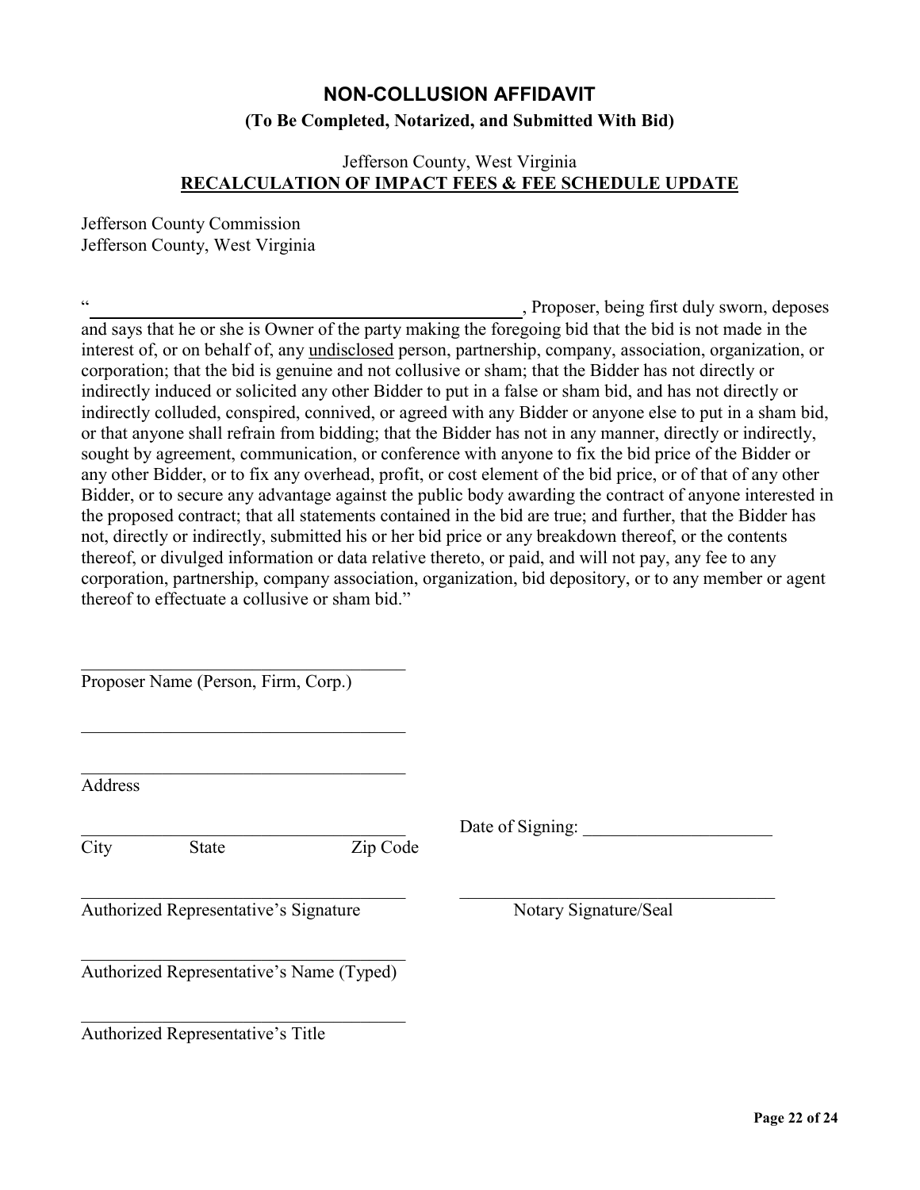# NON-COLLUSION AFFIDAVIT

**(To Be Completed, Notarized, and Submitted With Bid)**

Jefferson County, West Virginia
**RECALCULATION OF IMPACT FEES & FEE SCHEDULE UPDATE**

Jefferson County Commission
Jefferson County, West Virginia

"_________________________________________________, Proposer, being first duly sworn, deposes and says that he or she is Owner of the party making the foregoing bid that the bid is not made in the interest of, or on behalf of, any undisclosed person, partnership, company, association, organization, or corporation; that the bid is genuine and not collusive or sham; that the Bidder has not directly or indirectly induced or solicited any other Bidder to put in a false or sham bid, and has not directly or indirectly colluded, conspired, connived, or agreed with any Bidder or anyone else to put in a sham bid, or that anyone shall refrain from bidding; that the Bidder has not in any manner, directly or indirectly, sought by agreement, communication, or conference with anyone to fix the bid price of the Bidder or any other Bidder, or to fix any overhead, profit, or cost element of the bid price, or of that of any other Bidder, or to secure any advantage against the public body awarding the contract of anyone interested in the proposed contract; that all statements contained in the bid are true; and further, that the Bidder has not, directly or indirectly, submitted his or her bid price or any breakdown thereof, or the contents thereof, or divulged information or data relative thereto, or paid, and will not pay, any fee to any corporation, partnership, company association, organization, bid depository, or to any member or agent thereof to effectuate a collusive or sham bid."

_____________________________________
Proposer Name (Person, Firm, Corp.)

_____________________________________

_____________________________________
Address

_____________________________________
City State Zip Code

Date of Signing: ______________________

_____________________________________
Authorized Representative's Signature

_____________________________________
Notary Signature/Seal

_____________________________________
Authorized Representative's Name (Typed)

_____________________________________
Authorized Representative's Title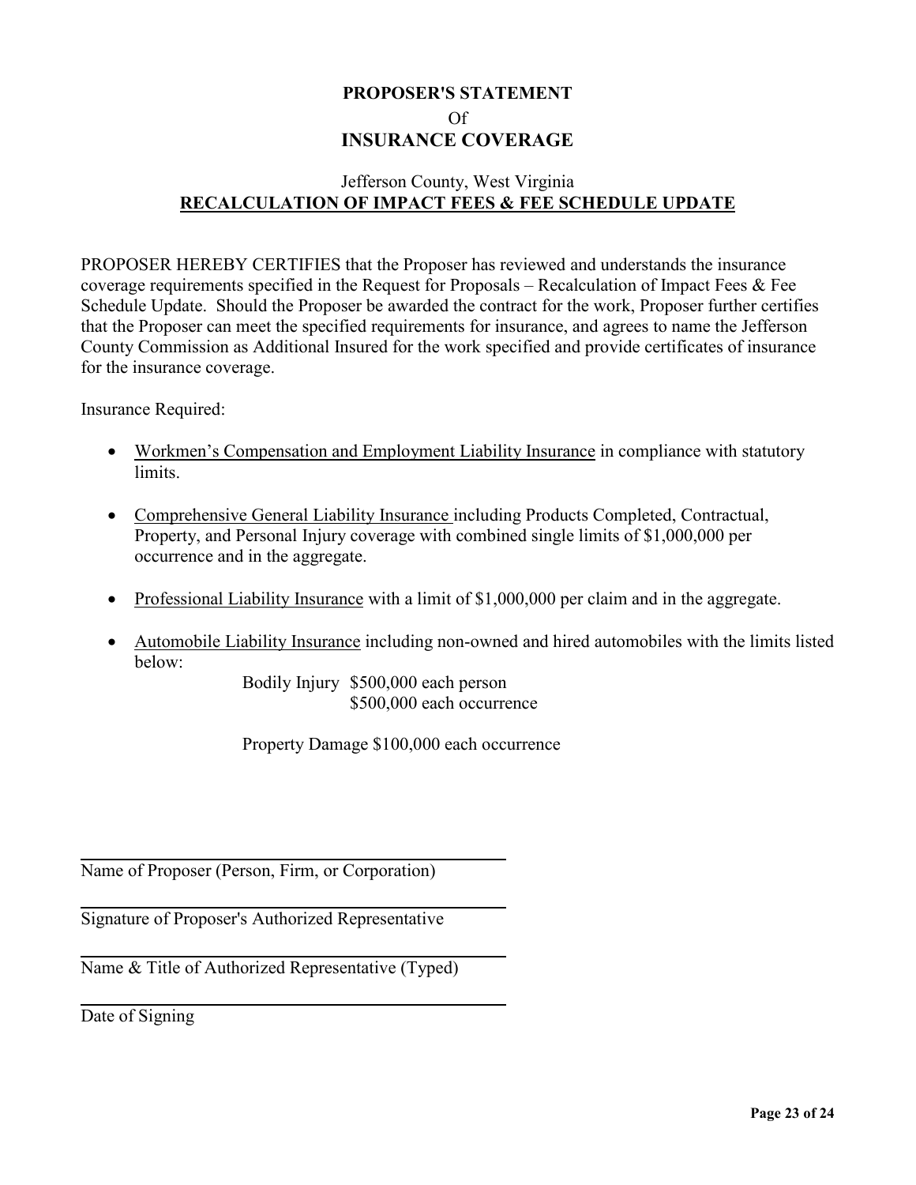# PROPOSER'S STATEMENT
Of
## INSURANCE COVERAGE

Jefferson County, West Virginia
**RECALCULATION OF IMPACT FEES & FEE SCHEDULE UPDATE**

PROPOSER HEREBY CERTIFIES that the Proposer has reviewed and understands the insurance coverage requirements specified in the Request for Proposals – Recalculation of Impact Fees & Fee Schedule Update. Should the Proposer be awarded the contract for the work, Proposer further certifies that the Proposer can meet the specified requirements for insurance, and agrees to name the Jefferson County Commission as Additional Insured for the work specified and provide certificates of insurance for the insurance coverage.

Insurance Required:

- <u>Workmen's Compensation and Employment Liability Insurance</u> in compliance with statutory limits.
- <u>Comprehensive General Liability Insurance</u> including Products Completed, Contractual, Property, and Personal Injury coverage with combined single limits of $1,000,000 per occurrence and in the aggregate.
- <u>Professional Liability Insurance</u> with a limit of $1,000,000 per claim and in the aggregate.
- <u>Automobile Liability Insurance</u> including non-owned and hired automobiles with the limits listed below:

  Bodily Injury $500,000 each person
  $500,000 each occurrence

  Property Damage $100,000 each occurrence

______________________________
Name of Proposer (Person, Firm, or Corporation)

______________________________
Signature of Proposer's Authorized Representative

______________________________
Name & Title of Authorized Representative (Typed)

______________________________
Date of Signing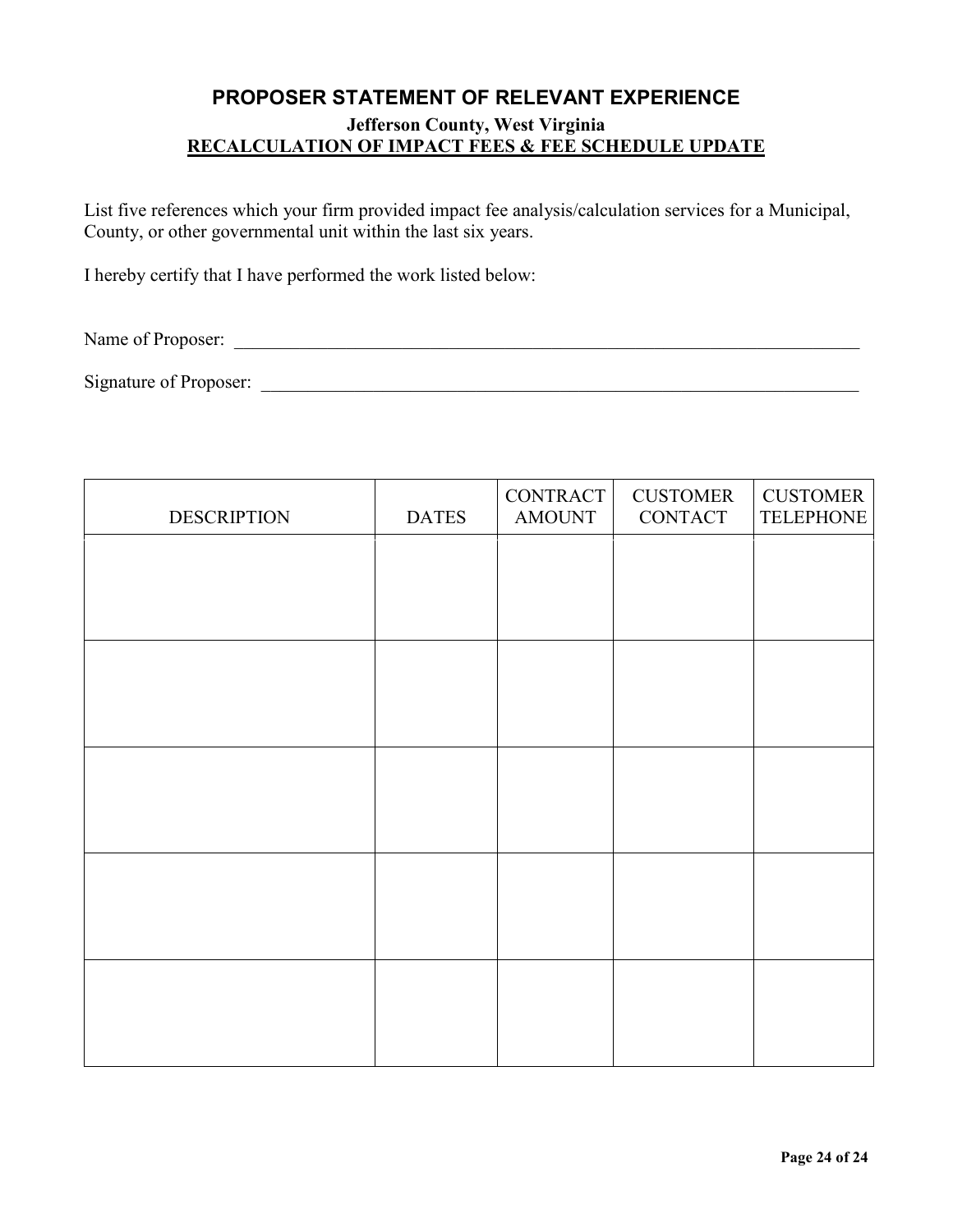## PROPOSER STATEMENT OF RELEVANT EXPERIENCE

**Jefferson County, West Virginia**

**RECALCULATION OF IMPACT FEES & FEE SCHEDULE UPDATE**

List five references which your firm provided impact fee analysis/calculation services for a Municipal, County, or other governmental unit within the last six years.

I hereby certify that I have performed the work listed below:

Name of Proposer: ___________________________________________________________________________

Signature of Proposer: _______________________________________________________________________

| DESCRIPTION | DATES | CONTRACT AMOUNT | CUSTOMER CONTACT | CUSTOMER TELEPHONE |
|---|---|---|---|---|
| | | | | |
| | | | | |
| | | | | |
| | | | | |
| | | | | |